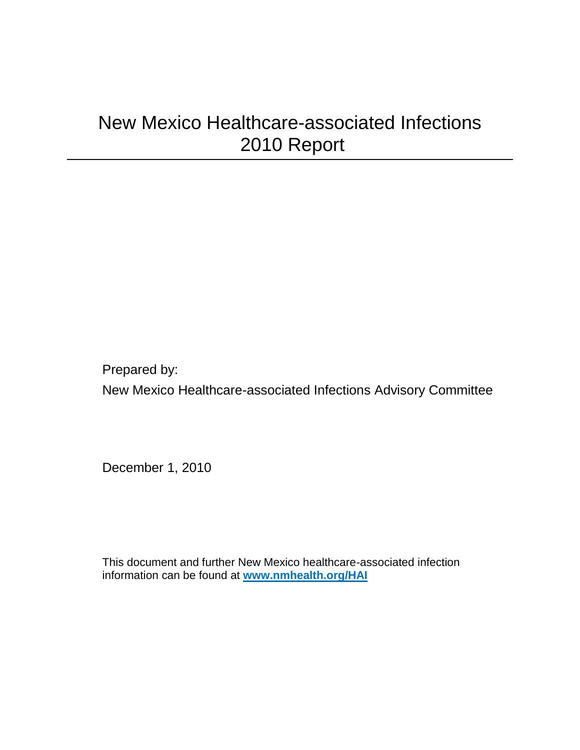# New Mexico Healthcare-associated Infections 2010 Report

---

Prepared by:

New Mexico Healthcare-associated Infections Advisory Committee

December 1, 2010

This document and further New Mexico healthcare-associated infection information can be found at **[www.nmhealth.org/HAI](http://www.nmhealth.org/HAI)**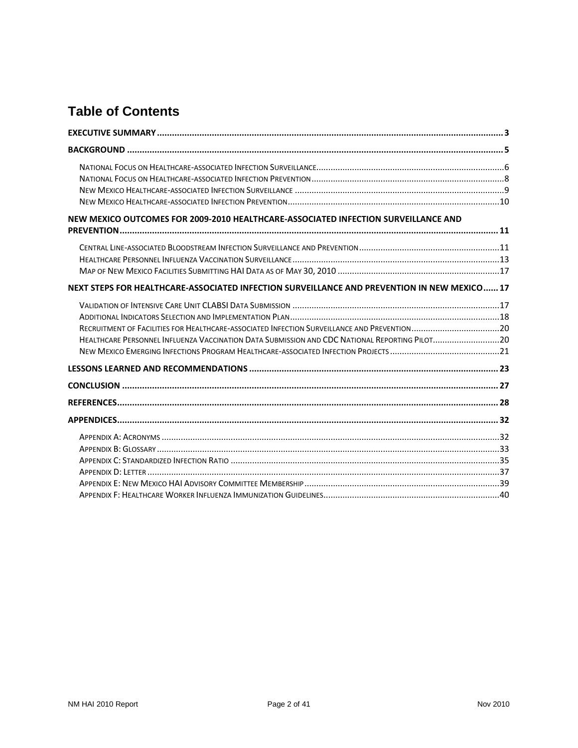# Table of Contents

**EXECUTIVE SUMMARY** ........ 3

**BACKGROUND** ........ 5

- National Focus on Healthcare-associated Infection Surveillance ........ 6
- National Focus on Healthcare-associated Infection Prevention ........ 8
- New Mexico Healthcare-associated Infection Surveillance ........ 9
- New Mexico Healthcare-associated Infection Prevention ........ 10

**NEW MEXICO OUTCOMES FOR 2009-2010 HEALTHCARE-ASSOCIATED INFECTION SURVEILLANCE AND PREVENTION** ........ 11

- Central Line-associated Bloodstream Infection Surveillance and Prevention ........ 11
- Healthcare Personnel Influenza Vaccination Surveillance ........ 13
- Map of New Mexico Facilities Submitting HAI Data as of May 30, 2010 ........ 17

**NEXT STEPS FOR HEALTHCARE-ASSOCIATED INFECTION SURVEILLANCE AND PREVENTION IN NEW MEXICO** ........ 17

- Validation of Intensive Care Unit CLABSI Data Submission ........ 17
- Additional Indicators Selection and Implementation Plan ........ 18
- Recruitment of Facilities for Healthcare-associated Infection Surveillance and Prevention ........ 20
- Healthcare Personnel Influenza Vaccination Data Submission and CDC National Reporting Pilot ........ 20
- New Mexico Emerging Infections Program Healthcare-associated Infection Projects ........ 21

**LESSONS LEARNED AND RECOMMENDATIONS** ........ 23

**CONCLUSION** ........ 27

**REFERENCES** ........ 28

**APPENDICES** ........ 32

- Appendix A: Acronyms ........ 32
- Appendix B: Glossary ........ 33
- Appendix C: Standardized Infection Ratio ........ 35
- Appendix D: Letter ........ 37
- Appendix E: New Mexico HAI Advisory Committee Membership ........ 39
- Appendix F: Healthcare Worker Influenza Immunization Guidelines ........ 40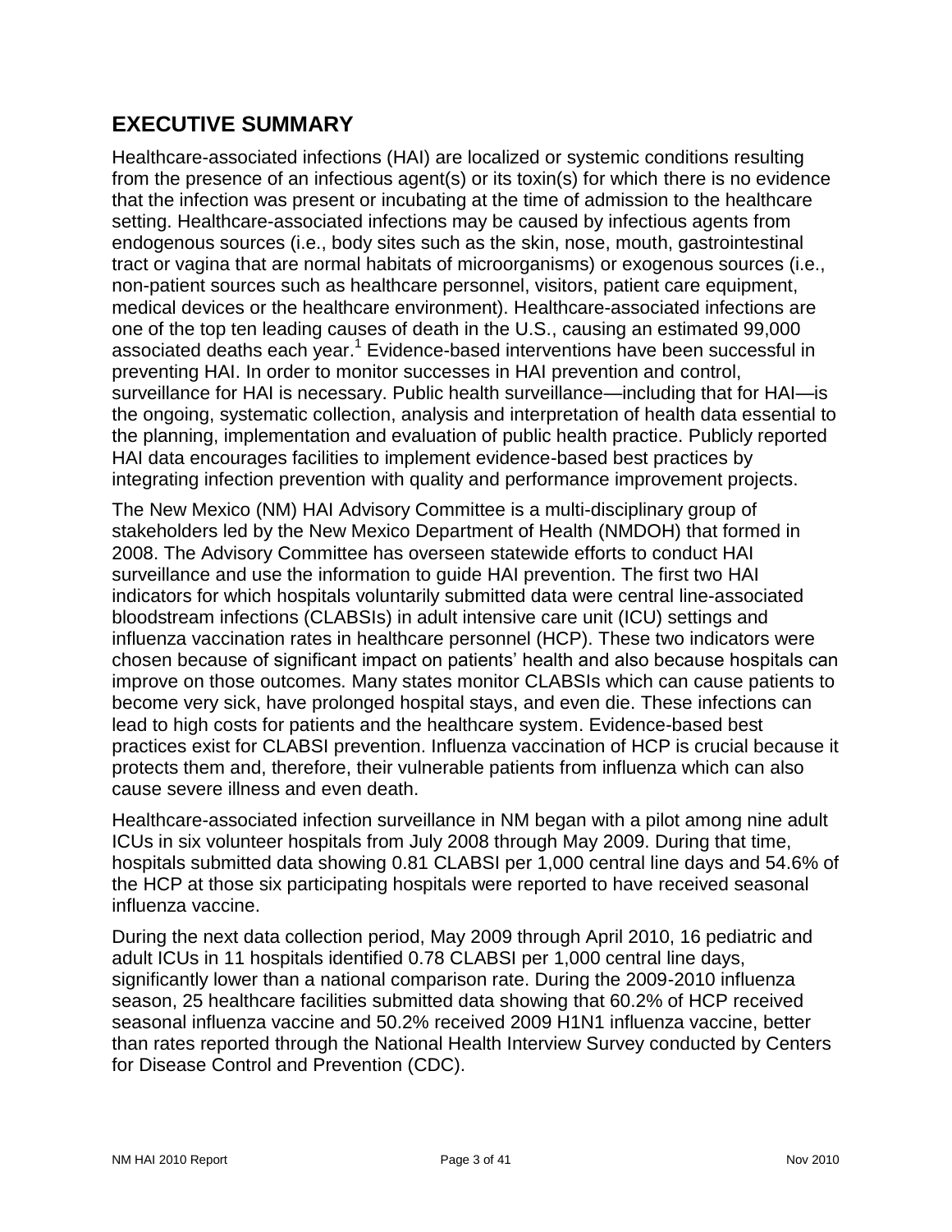## EXECUTIVE SUMMARY

Healthcare-associated infections (HAI) are localized or systemic conditions resulting from the presence of an infectious agent(s) or its toxin(s) for which there is no evidence that the infection was present or incubating at the time of admission to the healthcare setting. Healthcare-associated infections may be caused by infectious agents from endogenous sources (i.e., body sites such as the skin, nose, mouth, gastrointestinal tract or vagina that are normal habitats of microorganisms) or exogenous sources (i.e., non-patient sources such as healthcare personnel, visitors, patient care equipment, medical devices or the healthcare environment). Healthcare-associated infections are one of the top ten leading causes of death in the U.S., causing an estimated 99,000 associated deaths each year.[1] Evidence-based interventions have been successful in preventing HAI. In order to monitor successes in HAI prevention and control, surveillance for HAI is necessary. Public health surveillance—including that for HAI—is the ongoing, systematic collection, analysis and interpretation of health data essential to the planning, implementation and evaluation of public health practice. Publicly reported HAI data encourages facilities to implement evidence-based best practices by integrating infection prevention with quality and performance improvement projects.

The New Mexico (NM) HAI Advisory Committee is a multi-disciplinary group of stakeholders led by the New Mexico Department of Health (NMDOH) that formed in 2008. The Advisory Committee has overseen statewide efforts to conduct HAI surveillance and use the information to guide HAI prevention. The first two HAI indicators for which hospitals voluntarily submitted data were central line-associated bloodstream infections (CLABSIs) in adult intensive care unit (ICU) settings and influenza vaccination rates in healthcare personnel (HCP). These two indicators were chosen because of significant impact on patients' health and also because hospitals can improve on those outcomes. Many states monitor CLABSIs which can cause patients to become very sick, have prolonged hospital stays, and even die. These infections can lead to high costs for patients and the healthcare system. Evidence-based best practices exist for CLABSI prevention. Influenza vaccination of HCP is crucial because it protects them and, therefore, their vulnerable patients from influenza which can also cause severe illness and even death.

Healthcare-associated infection surveillance in NM began with a pilot among nine adult ICUs in six volunteer hospitals from July 2008 through May 2009. During that time, hospitals submitted data showing 0.81 CLABSI per 1,000 central line days and 54.6% of the HCP at those six participating hospitals were reported to have received seasonal influenza vaccine.

During the next data collection period, May 2009 through April 2010, 16 pediatric and adult ICUs in 11 hospitals identified 0.78 CLABSI per 1,000 central line days, significantly lower than a national comparison rate. During the 2009-2010 influenza season, 25 healthcare facilities submitted data showing that 60.2% of HCP received seasonal influenza vaccine and 50.2% received 2009 H1N1 influenza vaccine, better than rates reported through the National Health Interview Survey conducted by Centers for Disease Control and Prevention (CDC).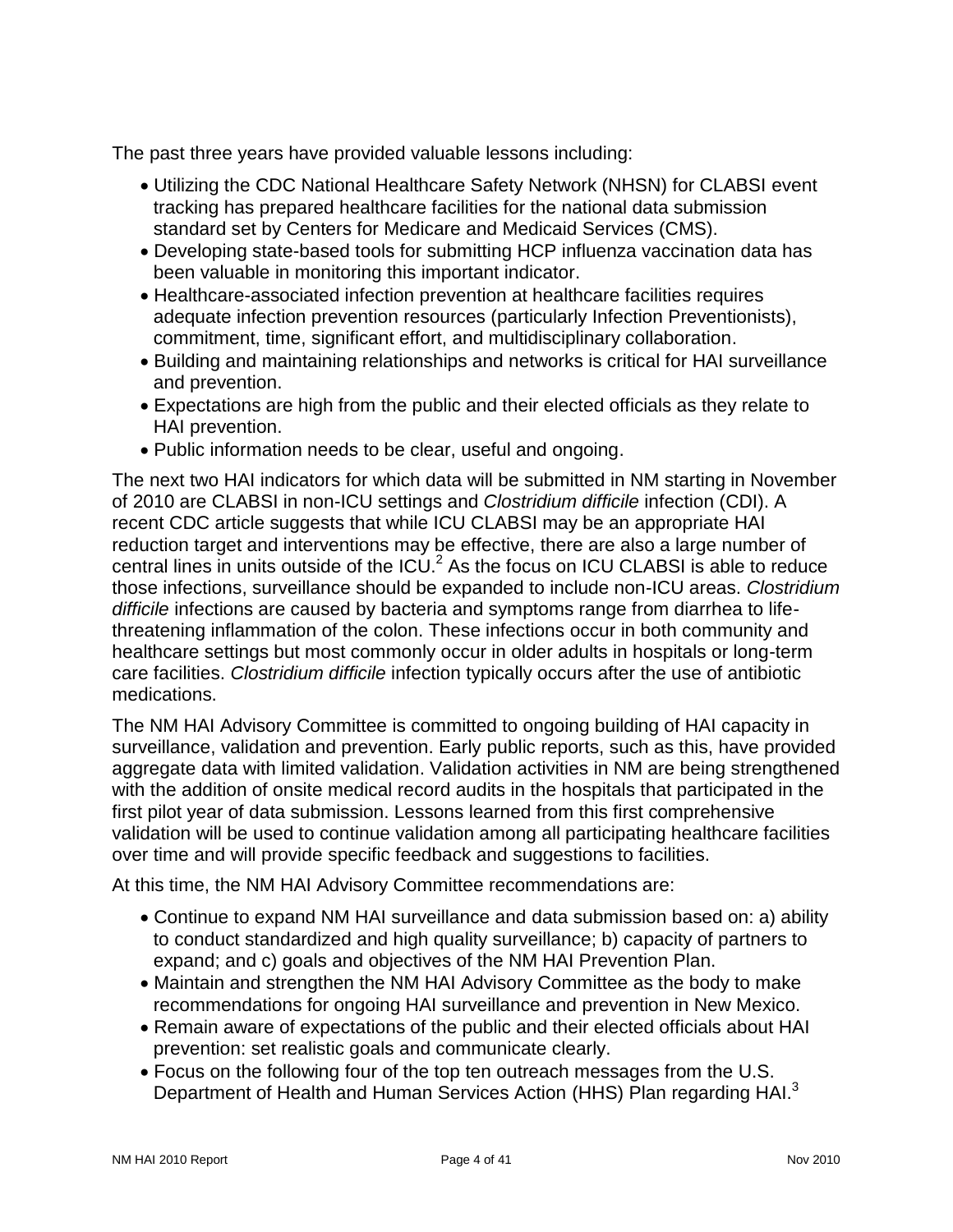The past three years have provided valuable lessons including:

- Utilizing the CDC National Healthcare Safety Network (NHSN) for CLABSI event tracking has prepared healthcare facilities for the national data submission standard set by Centers for Medicare and Medicaid Services (CMS).
- Developing state-based tools for submitting HCP influenza vaccination data has been valuable in monitoring this important indicator.
- Healthcare-associated infection prevention at healthcare facilities requires adequate infection prevention resources (particularly Infection Preventionists), commitment, time, significant effort, and multidisciplinary collaboration.
- Building and maintaining relationships and networks is critical for HAI surveillance and prevention.
- Expectations are high from the public and their elected officials as they relate to HAI prevention.
- Public information needs to be clear, useful and ongoing.

The next two HAI indicators for which data will be submitted in NM starting in November of 2010 are CLABSI in non-ICU settings and *Clostridium difficile* infection (CDI). A recent CDC article suggests that while ICU CLABSI may be an appropriate HAI reduction target and interventions may be effective, there are also a large number of central lines in units outside of the ICU.[2] As the focus on ICU CLABSI is able to reduce those infections, surveillance should be expanded to include non-ICU areas. *Clostridium difficile* infections are caused by bacteria and symptoms range from diarrhea to life-threatening inflammation of the colon. These infections occur in both community and healthcare settings but most commonly occur in older adults in hospitals or long-term care facilities. *Clostridium difficile* infection typically occurs after the use of antibiotic medications.

The NM HAI Advisory Committee is committed to ongoing building of HAI capacity in surveillance, validation and prevention. Early public reports, such as this, have provided aggregate data with limited validation. Validation activities in NM are being strengthened with the addition of onsite medical record audits in the hospitals that participated in the first pilot year of data submission. Lessons learned from this first comprehensive validation will be used to continue validation among all participating healthcare facilities over time and will provide specific feedback and suggestions to facilities.

At this time, the NM HAI Advisory Committee recommendations are:

- Continue to expand NM HAI surveillance and data submission based on: a) ability to conduct standardized and high quality surveillance; b) capacity of partners to expand; and c) goals and objectives of the NM HAI Prevention Plan.
- Maintain and strengthen the NM HAI Advisory Committee as the body to make recommendations for ongoing HAI surveillance and prevention in New Mexico.
- Remain aware of expectations of the public and their elected officials about HAI prevention: set realistic goals and communicate clearly.
- Focus on the following four of the top ten outreach messages from the U.S. Department of Health and Human Services Action (HHS) Plan regarding HAI.[3]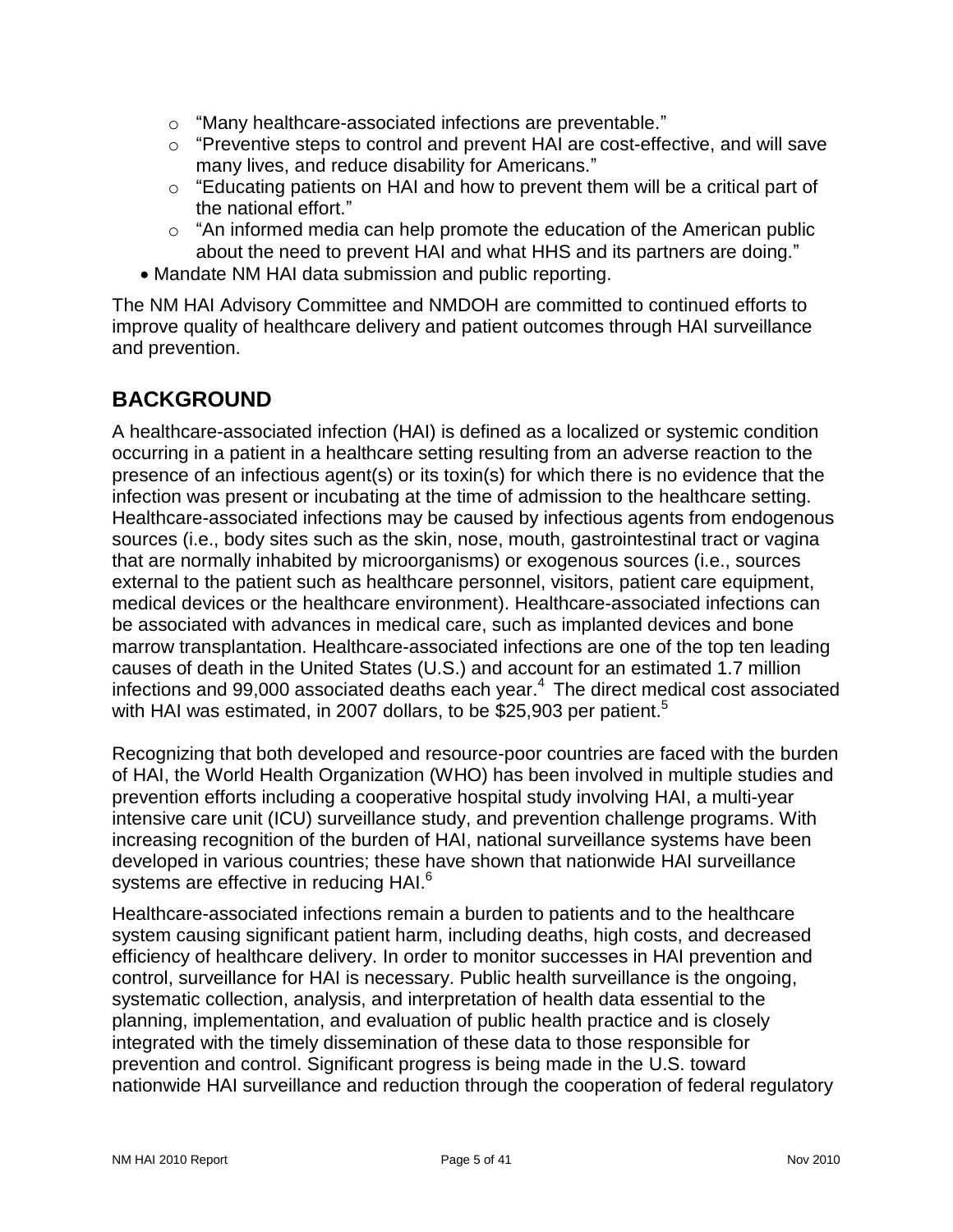- "Many healthcare-associated infections are preventable."
  - "Preventive steps to control and prevent HAI are cost-effective, and will save many lives, and reduce disability for Americans."
  - "Educating patients on HAI and how to prevent them will be a critical part of the national effort."
  - "An informed media can help promote the education of the American public about the need to prevent HAI and what HHS and its partners are doing."
- Mandate NM HAI data submission and public reporting.

The NM HAI Advisory Committee and NMDOH are committed to continued efforts to improve quality of healthcare delivery and patient outcomes through HAI surveillance and prevention.

## BACKGROUND

A healthcare-associated infection (HAI) is defined as a localized or systemic condition occurring in a patient in a healthcare setting resulting from an adverse reaction to the presence of an infectious agent(s) or its toxin(s) for which there is no evidence that the infection was present or incubating at the time of admission to the healthcare setting. Healthcare-associated infections may be caused by infectious agents from endogenous sources (i.e., body sites such as the skin, nose, mouth, gastrointestinal tract or vagina that are normally inhabited by microorganisms) or exogenous sources (i.e., sources external to the patient such as healthcare personnel, visitors, patient care equipment, medical devices or the healthcare environment). Healthcare-associated infections can be associated with advances in medical care, such as implanted devices and bone marrow transplantation. Healthcare-associated infections are one of the top ten leading causes of death in the United States (U.S.) and account for an estimated 1.7 million infections and 99,000 associated deaths each year.[4] The direct medical cost associated with HAI was estimated, in 2007 dollars, to be $25,903 per patient.[5]

Recognizing that both developed and resource-poor countries are faced with the burden of HAI, the World Health Organization (WHO) has been involved in multiple studies and prevention efforts including a cooperative hospital study involving HAI, a multi-year intensive care unit (ICU) surveillance study, and prevention challenge programs. With increasing recognition of the burden of HAI, national surveillance systems have been developed in various countries; these have shown that nationwide HAI surveillance systems are effective in reducing HAI.[6]

Healthcare-associated infections remain a burden to patients and to the healthcare system causing significant patient harm, including deaths, high costs, and decreased efficiency of healthcare delivery. In order to monitor successes in HAI prevention and control, surveillance for HAI is necessary. Public health surveillance is the ongoing, systematic collection, analysis, and interpretation of health data essential to the planning, implementation, and evaluation of public health practice and is closely integrated with the timely dissemination of these data to those responsible for prevention and control. Significant progress is being made in the U.S. toward nationwide HAI surveillance and reduction through the cooperation of federal regulatory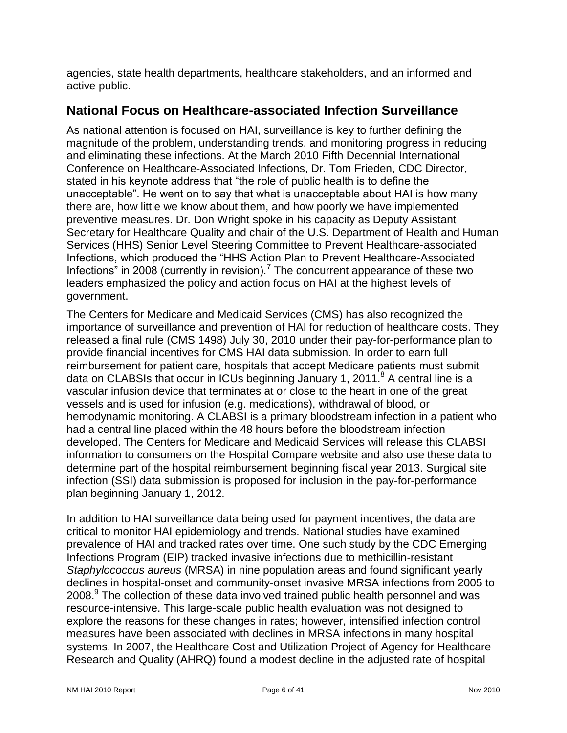agencies, state health departments, healthcare stakeholders, and an informed and active public.

## National Focus on Healthcare-associated Infection Surveillance

As national attention is focused on HAI, surveillance is key to further defining the magnitude of the problem, understanding trends, and monitoring progress in reducing and eliminating these infections. At the March 2010 Fifth Decennial International Conference on Healthcare-Associated Infections, Dr. Tom Frieden, CDC Director, stated in his keynote address that "the role of public health is to define the unacceptable". He went on to say that what is unacceptable about HAI is how many there are, how little we know about them, and how poorly we have implemented preventive measures. Dr. Don Wright spoke in his capacity as Deputy Assistant Secretary for Healthcare Quality and chair of the U.S. Department of Health and Human Services (HHS) Senior Level Steering Committee to Prevent Healthcare-associated Infections, which produced the "HHS Action Plan to Prevent Healthcare-Associated Infections" in 2008 (currently in revision).[7] The concurrent appearance of these two leaders emphasized the policy and action focus on HAI at the highest levels of government.

The Centers for Medicare and Medicaid Services (CMS) has also recognized the importance of surveillance and prevention of HAI for reduction of healthcare costs. They released a final rule (CMS 1498) July 30, 2010 under their pay-for-performance plan to provide financial incentives for CMS HAI data submission. In order to earn full reimbursement for patient care, hospitals that accept Medicare patients must submit data on CLABSIs that occur in ICUs beginning January 1, 2011.[8] A central line is a vascular infusion device that terminates at or close to the heart in one of the great vessels and is used for infusion (e.g. medications), withdrawal of blood, or hemodynamic monitoring. A CLABSI is a primary bloodstream infection in a patient who had a central line placed within the 48 hours before the bloodstream infection developed. The Centers for Medicare and Medicaid Services will release this CLABSI information to consumers on the Hospital Compare website and also use these data to determine part of the hospital reimbursement beginning fiscal year 2013. Surgical site infection (SSI) data submission is proposed for inclusion in the pay-for-performance plan beginning January 1, 2012.

In addition to HAI surveillance data being used for payment incentives, the data are critical to monitor HAI epidemiology and trends. National studies have examined prevalence of HAI and tracked rates over time. One such study by the CDC Emerging Infections Program (EIP) tracked invasive infections due to methicillin-resistant *Staphylococcus aureus* (MRSA) in nine population areas and found significant yearly declines in hospital-onset and community-onset invasive MRSA infections from 2005 to 2008.[9] The collection of these data involved trained public health personnel and was resource-intensive. This large-scale public health evaluation was not designed to explore the reasons for these changes in rates; however, intensified infection control measures have been associated with declines in MRSA infections in many hospital systems. In 2007, the Healthcare Cost and Utilization Project of Agency for Healthcare Research and Quality (AHRQ) found a modest decline in the adjusted rate of hospital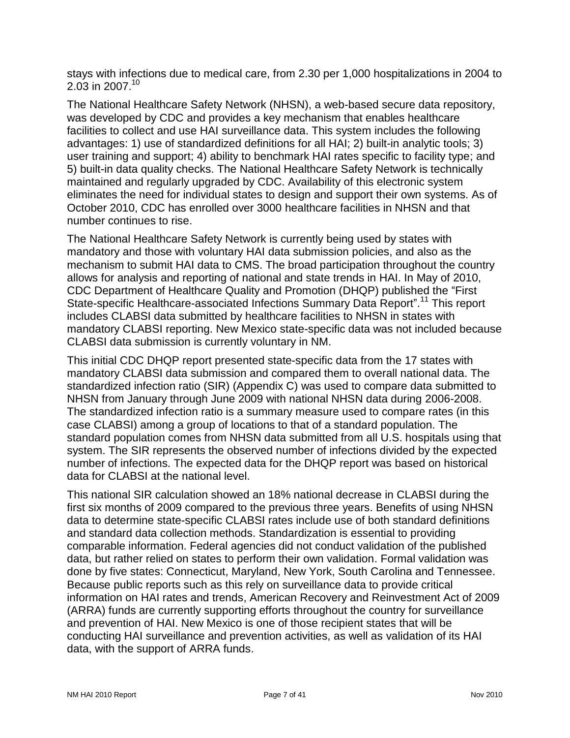stays with infections due to medical care, from 2.30 per 1,000 hospitalizations in 2004 to 2.03 in 2007.[10]

The National Healthcare Safety Network (NHSN), a web-based secure data repository, was developed by CDC and provides a key mechanism that enables healthcare facilities to collect and use HAI surveillance data. This system includes the following advantages: 1) use of standardized definitions for all HAI; 2) built-in analytic tools; 3) user training and support; 4) ability to benchmark HAI rates specific to facility type; and 5) built-in data quality checks. The National Healthcare Safety Network is technically maintained and regularly upgraded by CDC. Availability of this electronic system eliminates the need for individual states to design and support their own systems. As of October 2010, CDC has enrolled over 3000 healthcare facilities in NHSN and that number continues to rise.

The National Healthcare Safety Network is currently being used by states with mandatory and those with voluntary HAI data submission policies, and also as the mechanism to submit HAI data to CMS. The broad participation throughout the country allows for analysis and reporting of national and state trends in HAI. In May of 2010, CDC Department of Healthcare Quality and Promotion (DHQP) published the "First State-specific Healthcare-associated Infections Summary Data Report".[11] This report includes CLABSI data submitted by healthcare facilities to NHSN in states with mandatory CLABSI reporting. New Mexico state-specific data was not included because CLABSI data submission is currently voluntary in NM.

This initial CDC DHQP report presented state-specific data from the 17 states with mandatory CLABSI data submission and compared them to overall national data. The standardized infection ratio (SIR) (Appendix C) was used to compare data submitted to NHSN from January through June 2009 with national NHSN data during 2006-2008. The standardized infection ratio is a summary measure used to compare rates (in this case CLABSI) among a group of locations to that of a standard population. The standard population comes from NHSN data submitted from all U.S. hospitals using that system. The SIR represents the observed number of infections divided by the expected number of infections. The expected data for the DHQP report was based on historical data for CLABSI at the national level.

This national SIR calculation showed an 18% national decrease in CLABSI during the first six months of 2009 compared to the previous three years. Benefits of using NHSN data to determine state-specific CLABSI rates include use of both standard definitions and standard data collection methods. Standardization is essential to providing comparable information. Federal agencies did not conduct validation of the published data, but rather relied on states to perform their own validation. Formal validation was done by five states: Connecticut, Maryland, New York, South Carolina and Tennessee. Because public reports such as this rely on surveillance data to provide critical information on HAI rates and trends, American Recovery and Reinvestment Act of 2009 (ARRA) funds are currently supporting efforts throughout the country for surveillance and prevention of HAI. New Mexico is one of those recipient states that will be conducting HAI surveillance and prevention activities, as well as validation of its HAI data, with the support of ARRA funds.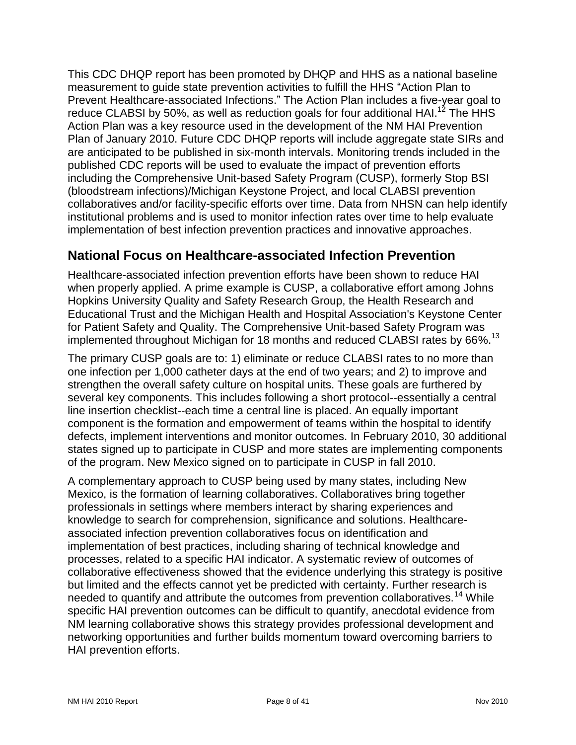This CDC DHQP report has been promoted by DHQP and HHS as a national baseline measurement to guide state prevention activities to fulfill the HHS "Action Plan to Prevent Healthcare-associated Infections." The Action Plan includes a five-year goal to reduce CLABSI by 50%, as well as reduction goals for four additional HAI.[12] The HHS Action Plan was a key resource used in the development of the NM HAI Prevention Plan of January 2010. Future CDC DHQP reports will include aggregate state SIRs and are anticipated to be published in six-month intervals. Monitoring trends included in the published CDC reports will be used to evaluate the impact of prevention efforts including the Comprehensive Unit-based Safety Program (CUSP), formerly Stop BSI (bloodstream infections)/Michigan Keystone Project, and local CLABSI prevention collaboratives and/or facility-specific efforts over time. Data from NHSN can help identify institutional problems and is used to monitor infection rates over time to help evaluate implementation of best infection prevention practices and innovative approaches.

## National Focus on Healthcare-associated Infection Prevention

Healthcare-associated infection prevention efforts have been shown to reduce HAI when properly applied. A prime example is CUSP, a collaborative effort among Johns Hopkins University Quality and Safety Research Group, the Health Research and Educational Trust and the Michigan Health and Hospital Association's Keystone Center for Patient Safety and Quality. The Comprehensive Unit-based Safety Program was implemented throughout Michigan for 18 months and reduced CLABSI rates by 66%.[13]

The primary CUSP goals are to: 1) eliminate or reduce CLABSI rates to no more than one infection per 1,000 catheter days at the end of two years; and 2) to improve and strengthen the overall safety culture on hospital units. These goals are furthered by several key components. This includes following a short protocol--essentially a central line insertion checklist--each time a central line is placed. An equally important component is the formation and empowerment of teams within the hospital to identify defects, implement interventions and monitor outcomes. In February 2010, 30 additional states signed up to participate in CUSP and more states are implementing components of the program. New Mexico signed on to participate in CUSP in fall 2010.

A complementary approach to CUSP being used by many states, including New Mexico, is the formation of learning collaboratives. Collaboratives bring together professionals in settings where members interact by sharing experiences and knowledge to search for comprehension, significance and solutions. Healthcare-associated infection prevention collaboratives focus on identification and implementation of best practices, including sharing of technical knowledge and processes, related to a specific HAI indicator. A systematic review of outcomes of collaborative effectiveness showed that the evidence underlying this strategy is positive but limited and the effects cannot yet be predicted with certainty. Further research is needed to quantify and attribute the outcomes from prevention collaboratives.[14] While specific HAI prevention outcomes can be difficult to quantify, anecdotal evidence from NM learning collaborative shows this strategy provides professional development and networking opportunities and further builds momentum toward overcoming barriers to HAI prevention efforts.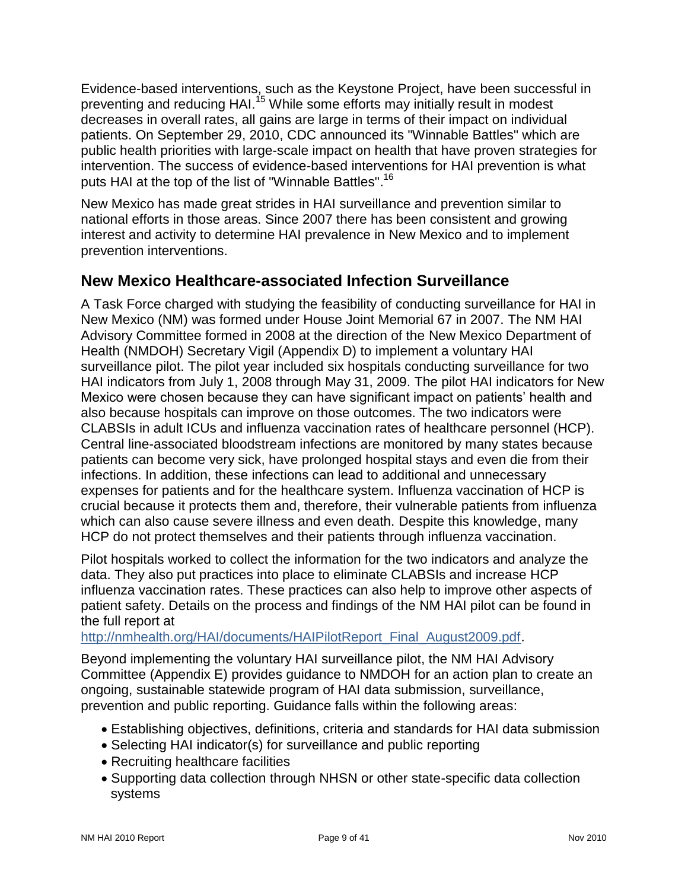Evidence-based interventions, such as the Keystone Project, have been successful in preventing and reducing HAI.[15] While some efforts may initially result in modest decreases in overall rates, all gains are large in terms of their impact on individual patients. On September 29, 2010, CDC announced its "Winnable Battles" which are public health priorities with large-scale impact on health that have proven strategies for intervention. The success of evidence-based interventions for HAI prevention is what puts HAI at the top of the list of "Winnable Battles".[16]

New Mexico has made great strides in HAI surveillance and prevention similar to national efforts in those areas. Since 2007 there has been consistent and growing interest and activity to determine HAI prevalence in New Mexico and to implement prevention interventions.

## New Mexico Healthcare-associated Infection Surveillance

A Task Force charged with studying the feasibility of conducting surveillance for HAI in New Mexico (NM) was formed under House Joint Memorial 67 in 2007. The NM HAI Advisory Committee formed in 2008 at the direction of the New Mexico Department of Health (NMDOH) Secretary Vigil (Appendix D) to implement a voluntary HAI surveillance pilot. The pilot year included six hospitals conducting surveillance for two HAI indicators from July 1, 2008 through May 31, 2009. The pilot HAI indicators for New Mexico were chosen because they can have significant impact on patients' health and also because hospitals can improve on those outcomes. The two indicators were CLABSIs in adult ICUs and influenza vaccination rates of healthcare personnel (HCP). Central line-associated bloodstream infections are monitored by many states because patients can become very sick, have prolonged hospital stays and even die from their infections. In addition, these infections can lead to additional and unnecessary expenses for patients and for the healthcare system. Influenza vaccination of HCP is crucial because it protects them and, therefore, their vulnerable patients from influenza which can also cause severe illness and even death. Despite this knowledge, many HCP do not protect themselves and their patients through influenza vaccination.

Pilot hospitals worked to collect the information for the two indicators and analyze the data. They also put practices into place to eliminate CLABSIs and increase HCP influenza vaccination rates. These practices can also help to improve other aspects of patient safety. Details on the process and findings of the NM HAI pilot can be found in the full report at [http://nmhealth.org/HAI/documents/HAIPilotReport_Final_August2009.pdf](http://nmhealth.org/HAI/documents/HAIPilotReport_Final_August2009.pdf).

Beyond implementing the voluntary HAI surveillance pilot, the NM HAI Advisory Committee (Appendix E) provides guidance to NMDOH for an action plan to create an ongoing, sustainable statewide program of HAI data submission, surveillance, prevention and public reporting. Guidance falls within the following areas:

- Establishing objectives, definitions, criteria and standards for HAI data submission
- Selecting HAI indicator(s) for surveillance and public reporting
- Recruiting healthcare facilities
- Supporting data collection through NHSN or other state-specific data collection systems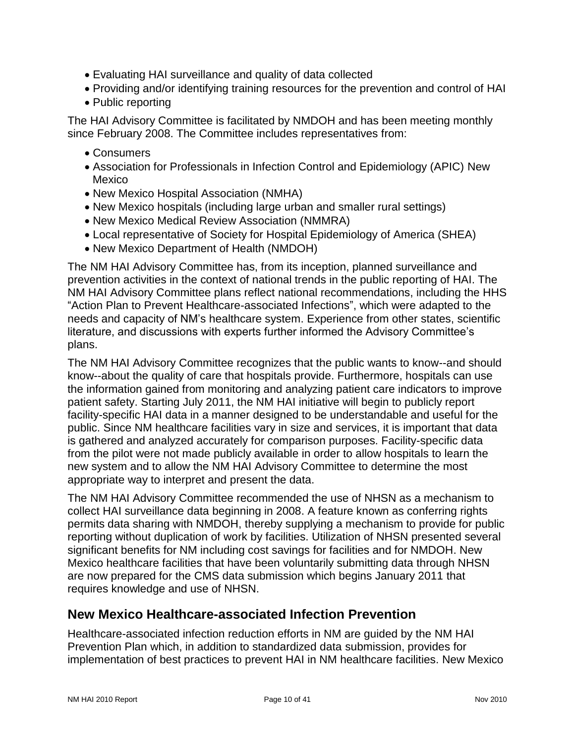- Evaluating HAI surveillance and quality of data collected
- Providing and/or identifying training resources for the prevention and control of HAI
- Public reporting

The HAI Advisory Committee is facilitated by NMDOH and has been meeting monthly since February 2008. The Committee includes representatives from:

- Consumers
- Association for Professionals in Infection Control and Epidemiology (APIC) New Mexico
- New Mexico Hospital Association (NMHA)
- New Mexico hospitals (including large urban and smaller rural settings)
- New Mexico Medical Review Association (NMMRA)
- Local representative of Society for Hospital Epidemiology of America (SHEA)
- New Mexico Department of Health (NMDOH)

The NM HAI Advisory Committee has, from its inception, planned surveillance and prevention activities in the context of national trends in the public reporting of HAI. The NM HAI Advisory Committee plans reflect national recommendations, including the HHS "Action Plan to Prevent Healthcare-associated Infections", which were adapted to the needs and capacity of NM's healthcare system. Experience from other states, scientific literature, and discussions with experts further informed the Advisory Committee's plans.

The NM HAI Advisory Committee recognizes that the public wants to know--and should know--about the quality of care that hospitals provide. Furthermore, hospitals can use the information gained from monitoring and analyzing patient care indicators to improve patient safety. Starting July 2011, the NM HAI initiative will begin to publicly report facility-specific HAI data in a manner designed to be understandable and useful for the public. Since NM healthcare facilities vary in size and services, it is important that data is gathered and analyzed accurately for comparison purposes. Facility-specific data from the pilot were not made publicly available in order to allow hospitals to learn the new system and to allow the NM HAI Advisory Committee to determine the most appropriate way to interpret and present the data.

The NM HAI Advisory Committee recommended the use of NHSN as a mechanism to collect HAI surveillance data beginning in 2008. A feature known as conferring rights permits data sharing with NMDOH, thereby supplying a mechanism to provide for public reporting without duplication of work by facilities. Utilization of NHSN presented several significant benefits for NM including cost savings for facilities and for NMDOH. New Mexico healthcare facilities that have been voluntarily submitting data through NHSN are now prepared for the CMS data submission which begins January 2011 that requires knowledge and use of NHSN.

## New Mexico Healthcare-associated Infection Prevention

Healthcare-associated infection reduction efforts in NM are guided by the NM HAI Prevention Plan which, in addition to standardized data submission, provides for implementation of best practices to prevent HAI in NM healthcare facilities. New Mexico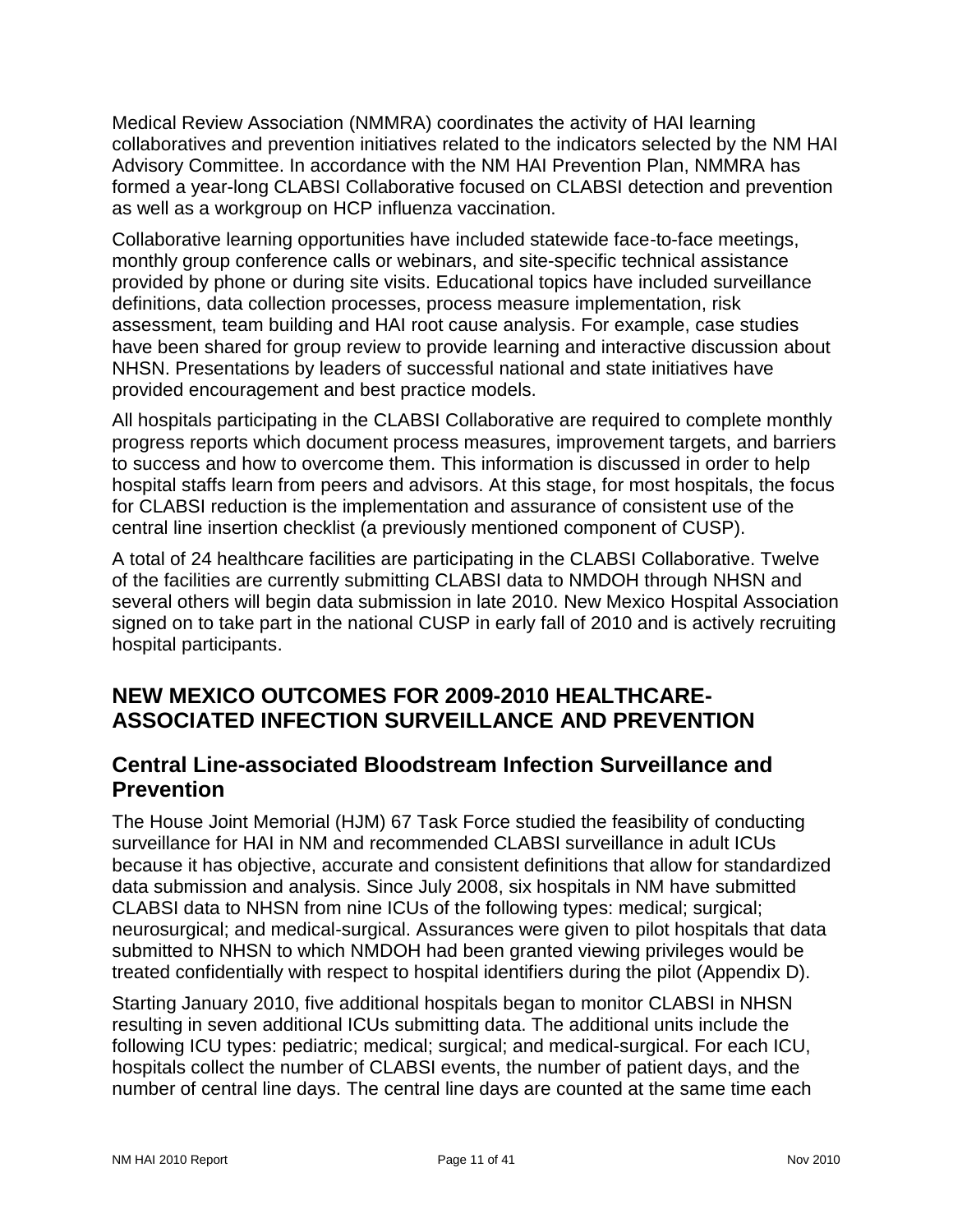Medical Review Association (NMMRA) coordinates the activity of HAI learning collaboratives and prevention initiatives related to the indicators selected by the NM HAI Advisory Committee. In accordance with the NM HAI Prevention Plan, NMMRA has formed a year-long CLABSI Collaborative focused on CLABSI detection and prevention as well as a workgroup on HCP influenza vaccination.

Collaborative learning opportunities have included statewide face-to-face meetings, monthly group conference calls or webinars, and site-specific technical assistance provided by phone or during site visits. Educational topics have included surveillance definitions, data collection processes, process measure implementation, risk assessment, team building and HAI root cause analysis. For example, case studies have been shared for group review to provide learning and interactive discussion about NHSN. Presentations by leaders of successful national and state initiatives have provided encouragement and best practice models.

All hospitals participating in the CLABSI Collaborative are required to complete monthly progress reports which document process measures, improvement targets, and barriers to success and how to overcome them. This information is discussed in order to help hospital staffs learn from peers and advisors. At this stage, for most hospitals, the focus for CLABSI reduction is the implementation and assurance of consistent use of the central line insertion checklist (a previously mentioned component of CUSP).

A total of 24 healthcare facilities are participating in the CLABSI Collaborative. Twelve of the facilities are currently submitting CLABSI data to NMDOH through NHSN and several others will begin data submission in late 2010. New Mexico Hospital Association signed on to take part in the national CUSP in early fall of 2010 and is actively recruiting hospital participants.

# NEW MEXICO OUTCOMES FOR 2009-2010 HEALTHCARE-ASSOCIATED INFECTION SURVEILLANCE AND PREVENTION

## Central Line-associated Bloodstream Infection Surveillance and Prevention

The House Joint Memorial (HJM) 67 Task Force studied the feasibility of conducting surveillance for HAI in NM and recommended CLABSI surveillance in adult ICUs because it has objective, accurate and consistent definitions that allow for standardized data submission and analysis. Since July 2008, six hospitals in NM have submitted CLABSI data to NHSN from nine ICUs of the following types: medical; surgical; neurosurgical; and medical-surgical. Assurances were given to pilot hospitals that data submitted to NHSN to which NMDOH had been granted viewing privileges would be treated confidentially with respect to hospital identifiers during the pilot (Appendix D).

Starting January 2010, five additional hospitals began to monitor CLABSI in NHSN resulting in seven additional ICUs submitting data. The additional units include the following ICU types: pediatric; medical; surgical; and medical-surgical. For each ICU, hospitals collect the number of CLABSI events, the number of patient days, and the number of central line days. The central line days are counted at the same time each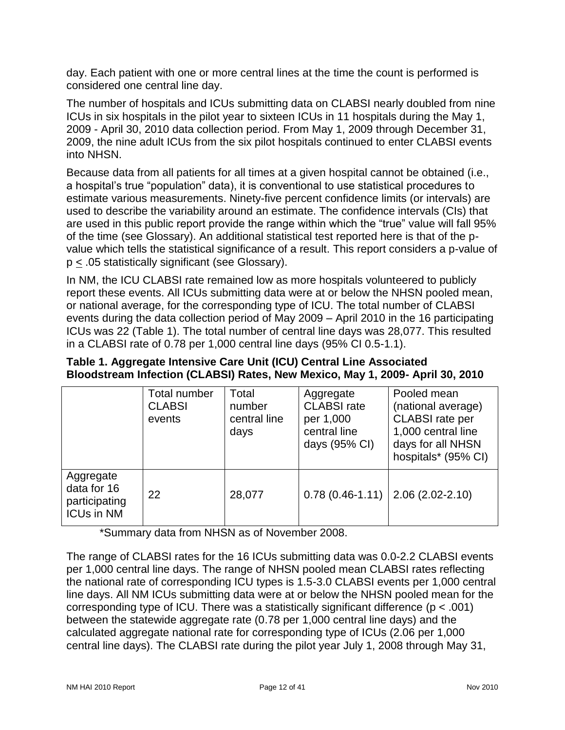day. Each patient with one or more central lines at the time the count is performed is considered one central line day.

The number of hospitals and ICUs submitting data on CLABSI nearly doubled from nine ICUs in six hospitals in the pilot year to sixteen ICUs in 11 hospitals during the May 1, 2009 - April 30, 2010 data collection period. From May 1, 2009 through December 31, 2009, the nine adult ICUs from the six pilot hospitals continued to enter CLABSI events into NHSN.

Because data from all patients for all times at a given hospital cannot be obtained (i.e., a hospital's true "population" data), it is conventional to use statistical procedures to estimate various measurements. Ninety-five percent confidence limits (or intervals) are used to describe the variability around an estimate. The confidence intervals (CIs) that are used in this public report provide the range within which the "true" value will fall 95% of the time (see Glossary). An additional statistical test reported here is that of the p-value which tells the statistical significance of a result. This report considers a p-value of $p \leq .05$ statistically significant (see Glossary).

In NM, the ICU CLABSI rate remained low as more hospitals volunteered to publicly report these events. All ICUs submitting data were at or below the NHSN pooled mean, or national average, for the corresponding type of ICU. The total number of CLABSI events during the data collection period of May 2009 – April 2010 in the 16 participating ICUs was 22 (Table 1). The total number of central line days was 28,077. This resulted in a CLABSI rate of 0.78 per 1,000 central line days (95% CI 0.5-1.1).

**Table 1. Aggregate Intensive Care Unit (ICU) Central Line Associated Bloodstream Infection (CLABSI) Rates, New Mexico, May 1, 2009- April 30, 2010**

| | Total number CLABSI events | Total number central line days | Aggregate CLABSI rate per 1,000 central line days (95% CI) | Pooled mean (national average) CLABSI rate per 1,000 central line days for all NHSN hospitals* (95% CI) |
|---|---|---|---|---|
| Aggregate data for 16 participating ICUs in NM | 22 | 28,077 | 0.78 (0.46-1.11) | 2.06 (2.02-2.10) |

*Summary data from NHSN as of November 2008.

The range of CLABSI rates for the 16 ICUs submitting data was 0.0-2.2 CLABSI events per 1,000 central line days. The range of NHSN pooled mean CLABSI rates reflecting the national rate of corresponding ICU types is 1.5-3.0 CLABSI events per 1,000 central line days. All NM ICUs submitting data were at or below the NHSN pooled mean for the corresponding type of ICU. There was a statistically significant difference ($p < .001$) between the statewide aggregate rate (0.78 per 1,000 central line days) and the calculated aggregate national rate for corresponding type of ICUs (2.06 per 1,000 central line days). The CLABSI rate during the pilot year July 1, 2008 through May 31,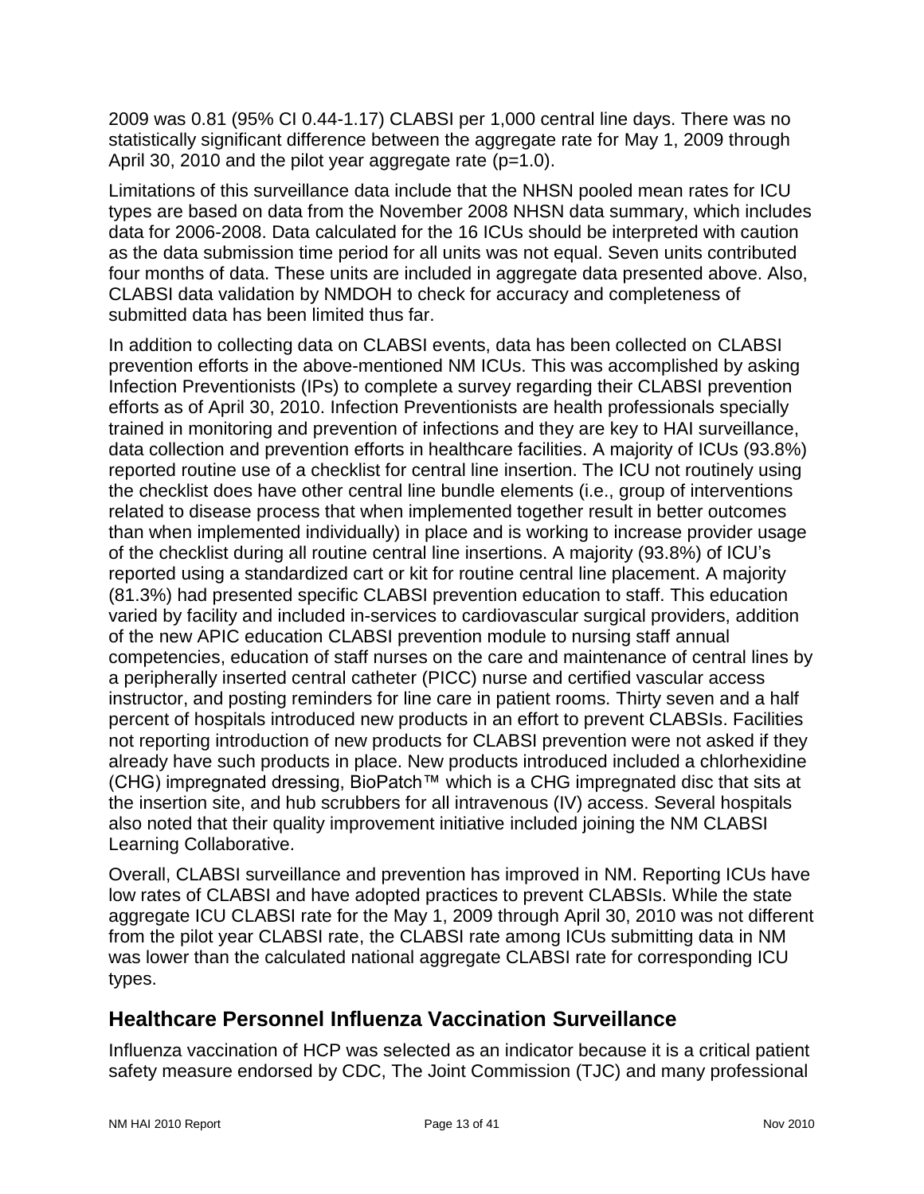2009 was 0.81 (95% CI 0.44-1.17) CLABSI per 1,000 central line days. There was no statistically significant difference between the aggregate rate for May 1, 2009 through April 30, 2010 and the pilot year aggregate rate (p=1.0).

Limitations of this surveillance data include that the NHSN pooled mean rates for ICU types are based on data from the November 2008 NHSN data summary, which includes data for 2006-2008. Data calculated for the 16 ICUs should be interpreted with caution as the data submission time period for all units was not equal. Seven units contributed four months of data. These units are included in aggregate data presented above. Also, CLABSI data validation by NMDOH to check for accuracy and completeness of submitted data has been limited thus far.

In addition to collecting data on CLABSI events, data has been collected on CLABSI prevention efforts in the above-mentioned NM ICUs. This was accomplished by asking Infection Preventionists (IPs) to complete a survey regarding their CLABSI prevention efforts as of April 30, 2010. Infection Preventionists are health professionals specially trained in monitoring and prevention of infections and they are key to HAI surveillance, data collection and prevention efforts in healthcare facilities. A majority of ICUs (93.8%) reported routine use of a checklist for central line insertion. The ICU not routinely using the checklist does have other central line bundle elements (i.e., group of interventions related to disease process that when implemented together result in better outcomes than when implemented individually) in place and is working to increase provider usage of the checklist during all routine central line insertions. A majority (93.8%) of ICU's reported using a standardized cart or kit for routine central line placement. A majority (81.3%) had presented specific CLABSI prevention education to staff. This education varied by facility and included in-services to cardiovascular surgical providers, addition of the new APIC education CLABSI prevention module to nursing staff annual competencies, education of staff nurses on the care and maintenance of central lines by a peripherally inserted central catheter (PICC) nurse and certified vascular access instructor, and posting reminders for line care in patient rooms. Thirty seven and a half percent of hospitals introduced new products in an effort to prevent CLABSIs. Facilities not reporting introduction of new products for CLABSI prevention were not asked if they already have such products in place. New products introduced included a chlorhexidine (CHG) impregnated dressing, BioPatch™ which is a CHG impregnated disc that sits at the insertion site, and hub scrubbers for all intravenous (IV) access. Several hospitals also noted that their quality improvement initiative included joining the NM CLABSI Learning Collaborative.

Overall, CLABSI surveillance and prevention has improved in NM. Reporting ICUs have low rates of CLABSI and have adopted practices to prevent CLABSIs. While the state aggregate ICU CLABSI rate for the May 1, 2009 through April 30, 2010 was not different from the pilot year CLABSI rate, the CLABSI rate among ICUs submitting data in NM was lower than the calculated national aggregate CLABSI rate for corresponding ICU types.

## Healthcare Personnel Influenza Vaccination Surveillance

Influenza vaccination of HCP was selected as an indicator because it is a critical patient safety measure endorsed by CDC, The Joint Commission (TJC) and many professional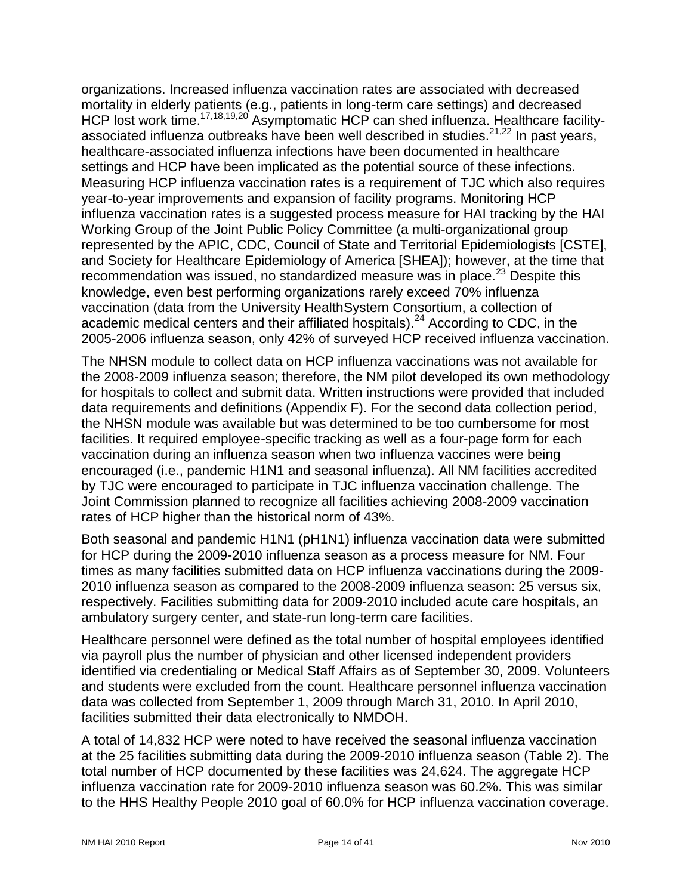organizations. Increased influenza vaccination rates are associated with decreased mortality in elderly patients (e.g., patients in long-term care settings) and decreased HCP lost work time.[17,18,19,20] Asymptomatic HCP can shed influenza. Healthcare facility-associated influenza outbreaks have been well described in studies.[21,22] In past years, healthcare-associated influenza infections have been documented in healthcare settings and HCP have been implicated as the potential source of these infections. Measuring HCP influenza vaccination rates is a requirement of TJC which also requires year-to-year improvements and expansion of facility programs. Monitoring HCP influenza vaccination rates is a suggested process measure for HAI tracking by the HAI Working Group of the Joint Public Policy Committee (a multi-organizational group represented by the APIC, CDC, Council of State and Territorial Epidemiologists [CSTE], and Society for Healthcare Epidemiology of America [SHEA]); however, at the time that recommendation was issued, no standardized measure was in place.[23] Despite this knowledge, even best performing organizations rarely exceed 70% influenza vaccination (data from the University HealthSystem Consortium, a collection of academic medical centers and their affiliated hospitals).[24] According to CDC, in the 2005-2006 influenza season, only 42% of surveyed HCP received influenza vaccination.

The NHSN module to collect data on HCP influenza vaccinations was not available for the 2008-2009 influenza season; therefore, the NM pilot developed its own methodology for hospitals to collect and submit data. Written instructions were provided that included data requirements and definitions (Appendix F). For the second data collection period, the NHSN module was available but was determined to be too cumbersome for most facilities. It required employee-specific tracking as well as a four-page form for each vaccination during an influenza season when two influenza vaccines were being encouraged (i.e., pandemic H1N1 and seasonal influenza). All NM facilities accredited by TJC were encouraged to participate in TJC influenza vaccination challenge. The Joint Commission planned to recognize all facilities achieving 2008-2009 vaccination rates of HCP higher than the historical norm of 43%.

Both seasonal and pandemic H1N1 (pH1N1) influenza vaccination data were submitted for HCP during the 2009-2010 influenza season as a process measure for NM. Four times as many facilities submitted data on HCP influenza vaccinations during the 2009-2010 influenza season as compared to the 2008-2009 influenza season: 25 versus six, respectively. Facilities submitting data for 2009-2010 included acute care hospitals, an ambulatory surgery center, and state-run long-term care facilities.

Healthcare personnel were defined as the total number of hospital employees identified via payroll plus the number of physician and other licensed independent providers identified via credentialing or Medical Staff Affairs as of September 30, 2009. Volunteers and students were excluded from the count. Healthcare personnel influenza vaccination data was collected from September 1, 2009 through March 31, 2010. In April 2010, facilities submitted their data electronically to NMDOH.

A total of 14,832 HCP were noted to have received the seasonal influenza vaccination at the 25 facilities submitting data during the 2009-2010 influenza season (Table 2). The total number of HCP documented by these facilities was 24,624. The aggregate HCP influenza vaccination rate for 2009-2010 influenza season was 60.2%. This was similar to the HHS Healthy People 2010 goal of 60.0% for HCP influenza vaccination coverage.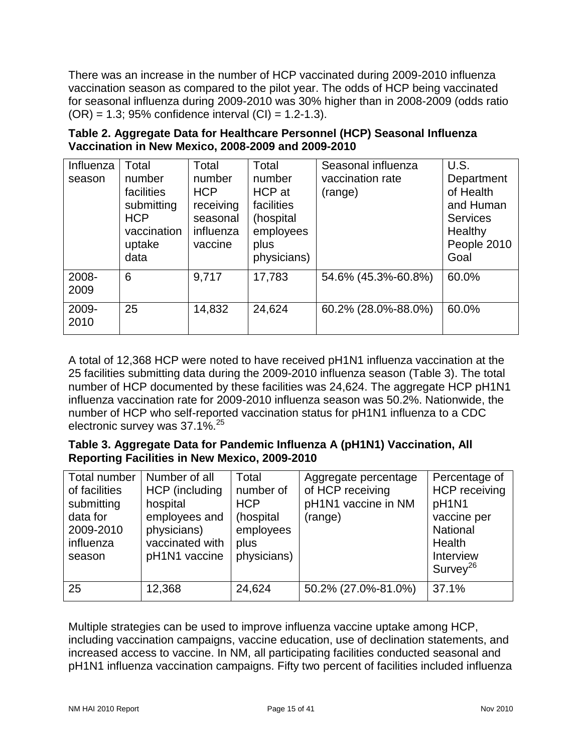There was an increase in the number of HCP vaccinated during 2009-2010 influenza vaccination season as compared to the pilot year. The odds of HCP being vaccinated for seasonal influenza during 2009-2010 was 30% higher than in 2008-2009 (odds ratio (OR) = 1.3; 95% confidence interval (CI) = 1.2-1.3).

**Table 2. Aggregate Data for Healthcare Personnel (HCP) Seasonal Influenza Vaccination in New Mexico, 2008-2009 and 2009-2010**

| Influenza season | Total number facilities submitting HCP vaccination uptake data | Total number HCP receiving seasonal influenza vaccine | Total number HCP at facilities (hospital employees plus physicians) | Seasonal influenza vaccination rate (range) | U.S. Department of Health and Human Services Healthy People 2010 Goal |
|---|---|---|---|---|---|
| 2008-2009 | 6 | 9,717 | 17,783 | 54.6% (45.3%-60.8%) | 60.0% |
| 2009-2010 | 25 | 14,832 | 24,624 | 60.2% (28.0%-88.0%) | 60.0% |

A total of 12,368 HCP were noted to have received pH1N1 influenza vaccination at the 25 facilities submitting data during the 2009-2010 influenza season (Table 3). The total number of HCP documented by these facilities was 24,624. The aggregate HCP pH1N1 influenza vaccination rate for 2009-2010 influenza season was 50.2%. Nationwide, the number of HCP who self-reported vaccination status for pH1N1 influenza to a CDC electronic survey was 37.1%.[25]

**Table 3. Aggregate Data for Pandemic Influenza A (pH1N1) Vaccination, All Reporting Facilities in New Mexico, 2009-2010**

| Total number of facilities submitting data for 2009-2010 influenza season | Number of all HCP (including hospital employees and physicians) vaccinated with pH1N1 vaccine | Total number of HCP (hospital employees plus physicians) | Aggregate percentage of HCP receiving pH1N1 vaccine in NM (range) | Percentage of HCP receiving pH1N1 vaccine per National Health Interview Survey[26] |
|---|---|---|---|---|
| 25 | 12,368 | 24,624 | 50.2% (27.0%-81.0%) | 37.1% |

Multiple strategies can be used to improve influenza vaccine uptake among HCP, including vaccination campaigns, vaccine education, use of declination statements, and increased access to vaccine. In NM, all participating facilities conducted seasonal and pH1N1 influenza vaccination campaigns. Fifty two percent of facilities included influenza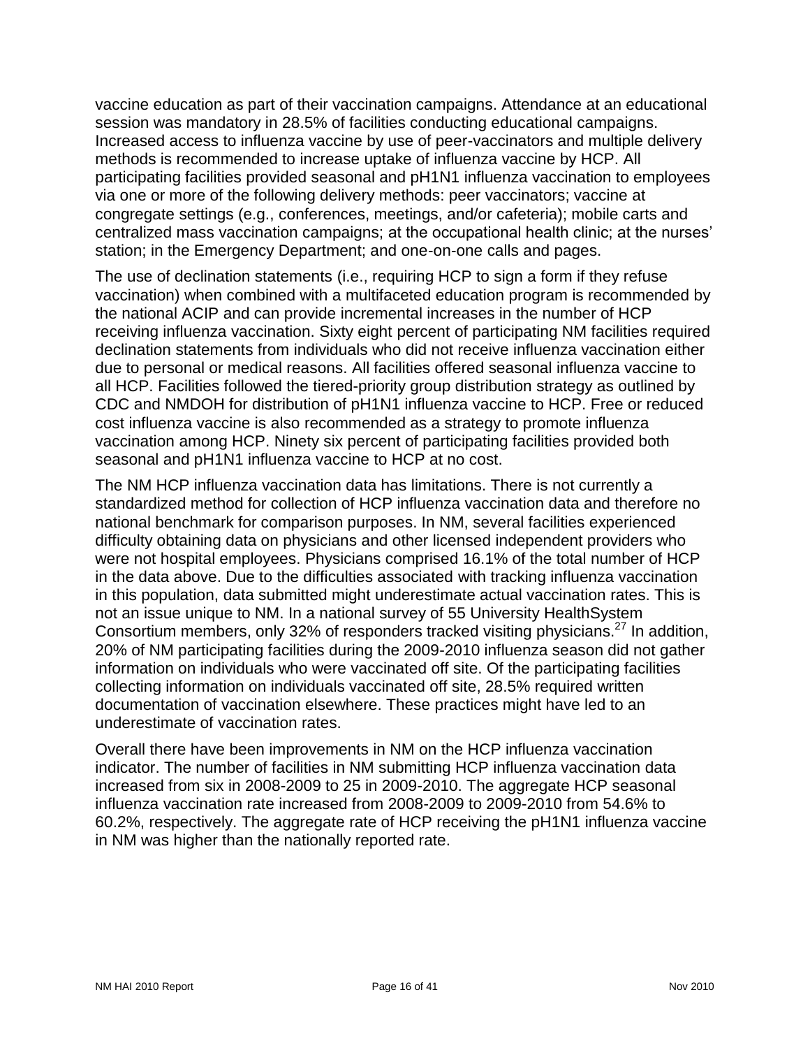vaccine education as part of their vaccination campaigns. Attendance at an educational session was mandatory in 28.5% of facilities conducting educational campaigns. Increased access to influenza vaccine by use of peer-vaccinators and multiple delivery methods is recommended to increase uptake of influenza vaccine by HCP. All participating facilities provided seasonal and pH1N1 influenza vaccination to employees via one or more of the following delivery methods: peer vaccinators; vaccine at congregate settings (e.g., conferences, meetings, and/or cafeteria); mobile carts and centralized mass vaccination campaigns; at the occupational health clinic; at the nurses' station; in the Emergency Department; and one-on-one calls and pages.

The use of declination statements (i.e., requiring HCP to sign a form if they refuse vaccination) when combined with a multifaceted education program is recommended by the national ACIP and can provide incremental increases in the number of HCP receiving influenza vaccination. Sixty eight percent of participating NM facilities required declination statements from individuals who did not receive influenza vaccination either due to personal or medical reasons. All facilities offered seasonal influenza vaccine to all HCP. Facilities followed the tiered-priority group distribution strategy as outlined by CDC and NMDOH for distribution of pH1N1 influenza vaccine to HCP. Free or reduced cost influenza vaccine is also recommended as a strategy to promote influenza vaccination among HCP. Ninety six percent of participating facilities provided both seasonal and pH1N1 influenza vaccine to HCP at no cost.

The NM HCP influenza vaccination data has limitations. There is not currently a standardized method for collection of HCP influenza vaccination data and therefore no national benchmark for comparison purposes. In NM, several facilities experienced difficulty obtaining data on physicians and other licensed independent providers who were not hospital employees. Physicians comprised 16.1% of the total number of HCP in the data above. Due to the difficulties associated with tracking influenza vaccination in this population, data submitted might underestimate actual vaccination rates. This is not an issue unique to NM. In a national survey of 55 University HealthSystem Consortium members, only 32% of responders tracked visiting physicians.[27] In addition, 20% of NM participating facilities during the 2009-2010 influenza season did not gather information on individuals who were vaccinated off site. Of the participating facilities collecting information on individuals vaccinated off site, 28.5% required written documentation of vaccination elsewhere. These practices might have led to an underestimate of vaccination rates.

Overall there have been improvements in NM on the HCP influenza vaccination indicator. The number of facilities in NM submitting HCP influenza vaccination data increased from six in 2008-2009 to 25 in 2009-2010. The aggregate HCP seasonal influenza vaccination rate increased from 2008-2009 to 2009-2010 from 54.6% to 60.2%, respectively. The aggregate rate of HCP receiving the pH1N1 influenza vaccine in NM was higher than the nationally reported rate.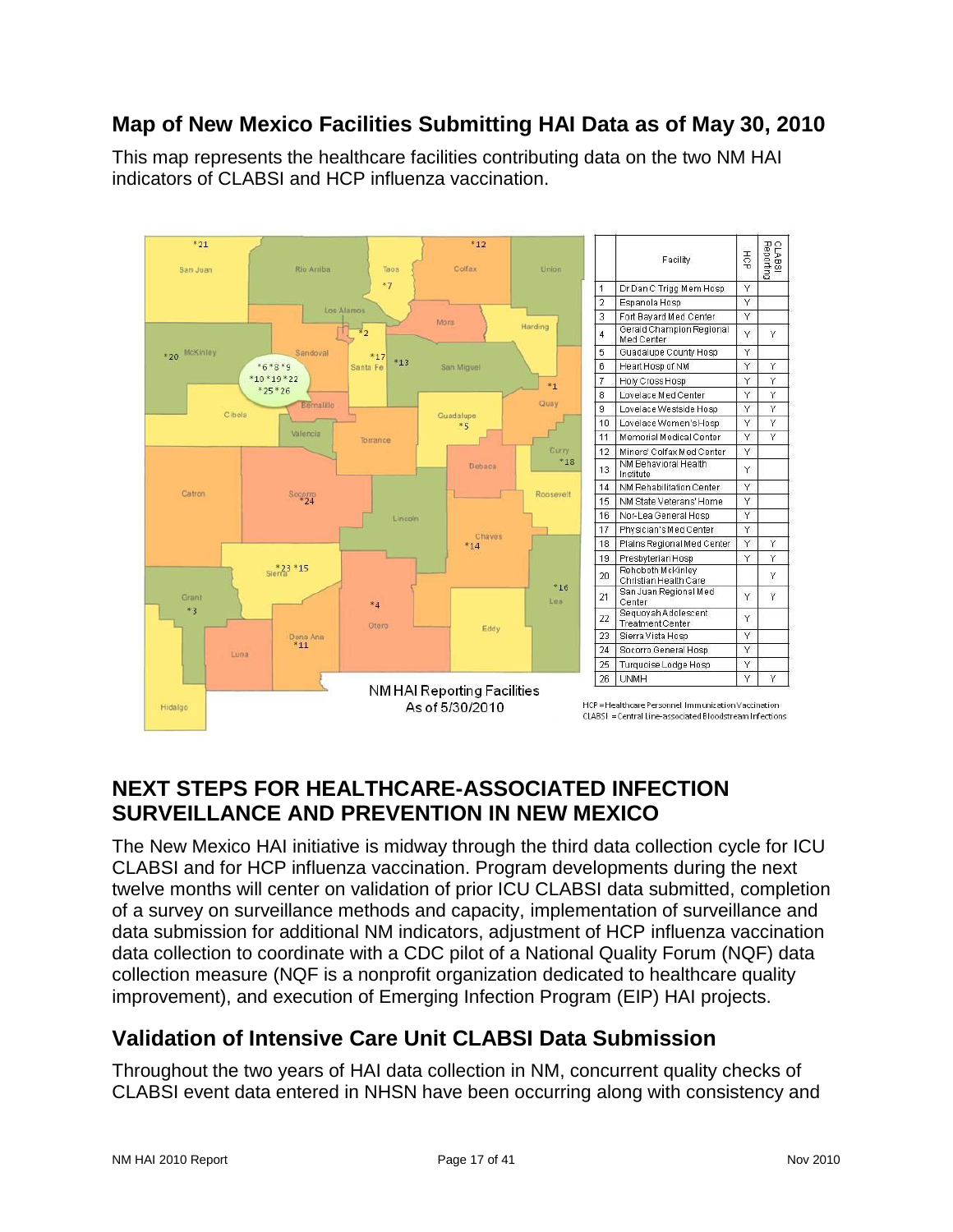## Map of New Mexico Facilities Submitting HAI Data as of May 30, 2010

This map represents the healthcare facilities contributing data on the two NM HAI indicators of CLABSI and HCP influenza vaccination.

| | Facility | HCP | CLABSI Reporting |
|---|---|---|---|
| 1 | Dr Dan C Trigg Mem Hosp | Y | |
| 2 | Espanola Hosp | Y | |
| 3 | Fort Bayard Med Center | Y | |
| 4 | Gerald Champion Regional Med Center | Y | Y |
| 5 | Guadalupe County Hosp | Y | |
| 6 | Heart Hosp of NM | Y | Y |
| 7 | Holy Cross Hosp | Y | Y |
| 8 | Lovelace Med Center | Y | Y |
| 9 | Lovelace Westside Hosp | Y | Y |
| 10 | Lovelace Women's Hosp | Y | Y |
| 11 | Memorial Medical Center | Y | Y |
| 12 | Miners' Colfax Med Center | Y | |
| 13 | NM Behavioral Health Institute | Y | |
| 14 | NM Rehabilitation Center | Y | |
| 15 | NM State Veterans' Home | Y | |
| 16 | Nor-Lea General Hosp | Y | |
| 17 | Physician's Med Center | Y | |
| 18 | Plains Regional Med Center | Y | Y |
| 19 | Presbyterian Hosp | Y | Y |
| 20 | Rehoboth McKinley Christian Health Care | | Y |
| 21 | San Juan Regional Med Center | Y | Y |
| 22 | Sequoyah Adolescent Treatment Center | Y | |
| 23 | Sierra Vista Hosp | Y | |
| 24 | Socorro General Hosp | Y | |
| 25 | Turquoise Lodge Hosp | Y | |
| 26 | UNMH | Y | Y |

NM HAI Reporting Facilities As of 5/30/2010

HCP = Healthcare Personnel Immunization Vaccination
CLABSI = Central Line-associated Bloodstream Infections

## NEXT STEPS FOR HEALTHCARE-ASSOCIATED INFECTION SURVEILLANCE AND PREVENTION IN NEW MEXICO

The New Mexico HAI initiative is midway through the third data collection cycle for ICU CLABSI and for HCP influenza vaccination. Program developments during the next twelve months will center on validation of prior ICU CLABSI data submitted, completion of a survey on surveillance methods and capacity, implementation of surveillance and data submission for additional NM indicators, adjustment of HCP influenza vaccination data collection to coordinate with a CDC pilot of a National Quality Forum (NQF) data collection measure (NQF is a nonprofit organization dedicated to healthcare quality improvement), and execution of Emerging Infection Program (EIP) HAI projects.

## Validation of Intensive Care Unit CLABSI Data Submission

Throughout the two years of HAI data collection in NM, concurrent quality checks of CLABSI event data entered in NHSN have been occurring along with consistency and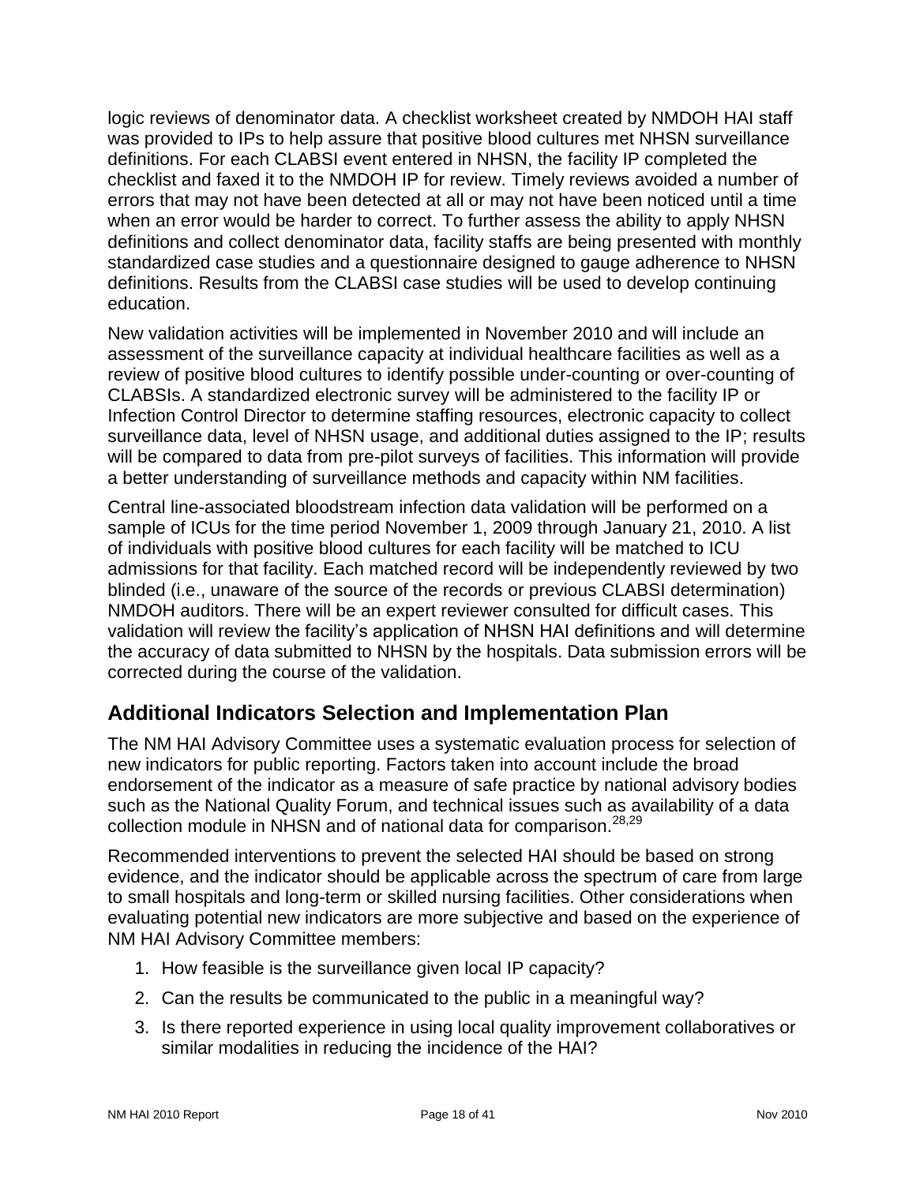logic reviews of denominator data. A checklist worksheet created by NMDOH HAI staff was provided to IPs to help assure that positive blood cultures met NHSN surveillance definitions. For each CLABSI event entered in NHSN, the facility IP completed the checklist and faxed it to the NMDOH IP for review. Timely reviews avoided a number of errors that may not have been detected at all or may not have been noticed until a time when an error would be harder to correct. To further assess the ability to apply NHSN definitions and collect denominator data, facility staffs are being presented with monthly standardized case studies and a questionnaire designed to gauge adherence to NHSN definitions. Results from the CLABSI case studies will be used to develop continuing education.

New validation activities will be implemented in November 2010 and will include an assessment of the surveillance capacity at individual healthcare facilities as well as a review of positive blood cultures to identify possible under-counting or over-counting of CLABSIs. A standardized electronic survey will be administered to the facility IP or Infection Control Director to determine staffing resources, electronic capacity to collect surveillance data, level of NHSN usage, and additional duties assigned to the IP; results will be compared to data from pre-pilot surveys of facilities. This information will provide a better understanding of surveillance methods and capacity within NM facilities.

Central line-associated bloodstream infection data validation will be performed on a sample of ICUs for the time period November 1, 2009 through January 21, 2010. A list of individuals with positive blood cultures for each facility will be matched to ICU admissions for that facility. Each matched record will be independently reviewed by two blinded (i.e., unaware of the source of the records or previous CLABSI determination) NMDOH auditors. There will be an expert reviewer consulted for difficult cases. This validation will review the facility's application of NHSN HAI definitions and will determine the accuracy of data submitted to NHSN by the hospitals. Data submission errors will be corrected during the course of the validation.

## Additional Indicators Selection and Implementation Plan

The NM HAI Advisory Committee uses a systematic evaluation process for selection of new indicators for public reporting. Factors taken into account include the broad endorsement of the indicator as a measure of safe practice by national advisory bodies such as the National Quality Forum, and technical issues such as availability of a data collection module in NHSN and of national data for comparison.[28,29]

Recommended interventions to prevent the selected HAI should be based on strong evidence, and the indicator should be applicable across the spectrum of care from large to small hospitals and long-term or skilled nursing facilities. Other considerations when evaluating potential new indicators are more subjective and based on the experience of NM HAI Advisory Committee members:

1. How feasible is the surveillance given local IP capacity?
2. Can the results be communicated to the public in a meaningful way?
3. Is there reported experience in using local quality improvement collaboratives or similar modalities in reducing the incidence of the HAI?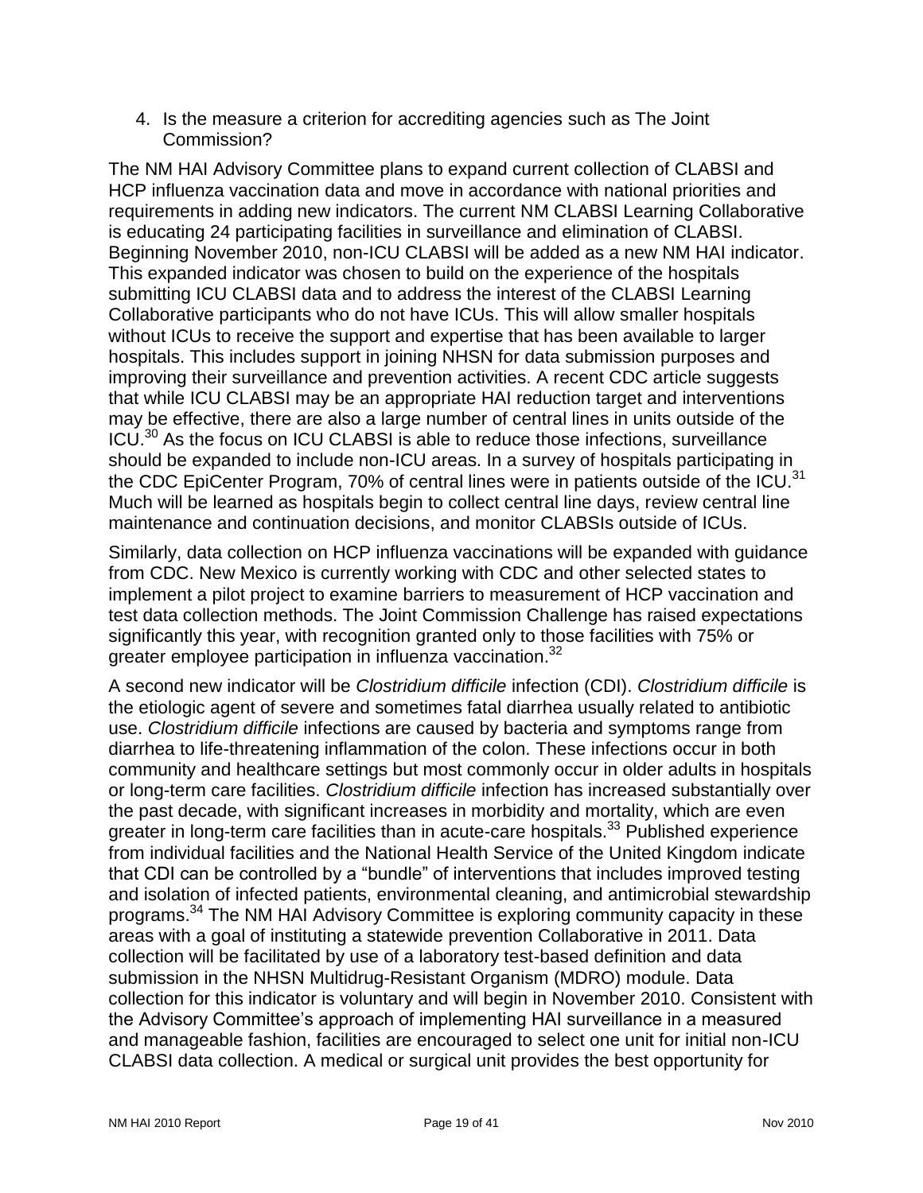4. Is the measure a criterion for accrediting agencies such as The Joint Commission?

The NM HAI Advisory Committee plans to expand current collection of CLABSI and HCP influenza vaccination data and move in accordance with national priorities and requirements in adding new indicators. The current NM CLABSI Learning Collaborative is educating 24 participating facilities in surveillance and elimination of CLABSI. Beginning November 2010, non-ICU CLABSI will be added as a new NM HAI indicator. This expanded indicator was chosen to build on the experience of the hospitals submitting ICU CLABSI data and to address the interest of the CLABSI Learning Collaborative participants who do not have ICUs. This will allow smaller hospitals without ICUs to receive the support and expertise that has been available to larger hospitals. This includes support in joining NHSN for data submission purposes and improving their surveillance and prevention activities. A recent CDC article suggests that while ICU CLABSI may be an appropriate HAI reduction target and interventions may be effective, there are also a large number of central lines in units outside of the ICU.[30] As the focus on ICU CLABSI is able to reduce those infections, surveillance should be expanded to include non-ICU areas. In a survey of hospitals participating in the CDC EpiCenter Program, 70% of central lines were in patients outside of the ICU.[31] Much will be learned as hospitals begin to collect central line days, review central line maintenance and continuation decisions, and monitor CLABSIs outside of ICUs.

Similarly, data collection on HCP influenza vaccinations will be expanded with guidance from CDC. New Mexico is currently working with CDC and other selected states to implement a pilot project to examine barriers to measurement of HCP vaccination and test data collection methods. The Joint Commission Challenge has raised expectations significantly this year, with recognition granted only to those facilities with 75% or greater employee participation in influenza vaccination.[32]

A second new indicator will be *Clostridium difficile* infection (CDI). *Clostridium difficile* is the etiologic agent of severe and sometimes fatal diarrhea usually related to antibiotic use. *Clostridium difficile* infections are caused by bacteria and symptoms range from diarrhea to life-threatening inflammation of the colon. These infections occur in both community and healthcare settings but most commonly occur in older adults in hospitals or long-term care facilities. *Clostridium difficile* infection has increased substantially over the past decade, with significant increases in morbidity and mortality, which are even greater in long-term care facilities than in acute-care hospitals.[33] Published experience from individual facilities and the National Health Service of the United Kingdom indicate that CDI can be controlled by a "bundle" of interventions that includes improved testing and isolation of infected patients, environmental cleaning, and antimicrobial stewardship programs.[34] The NM HAI Advisory Committee is exploring community capacity in these areas with a goal of instituting a statewide prevention Collaborative in 2011. Data collection will be facilitated by use of a laboratory test-based definition and data submission in the NHSN Multidrug-Resistant Organism (MDRO) module. Data collection for this indicator is voluntary and will begin in November 2010. Consistent with the Advisory Committee's approach of implementing HAI surveillance in a measured and manageable fashion, facilities are encouraged to select one unit for initial non-ICU CLABSI data collection. A medical or surgical unit provides the best opportunity for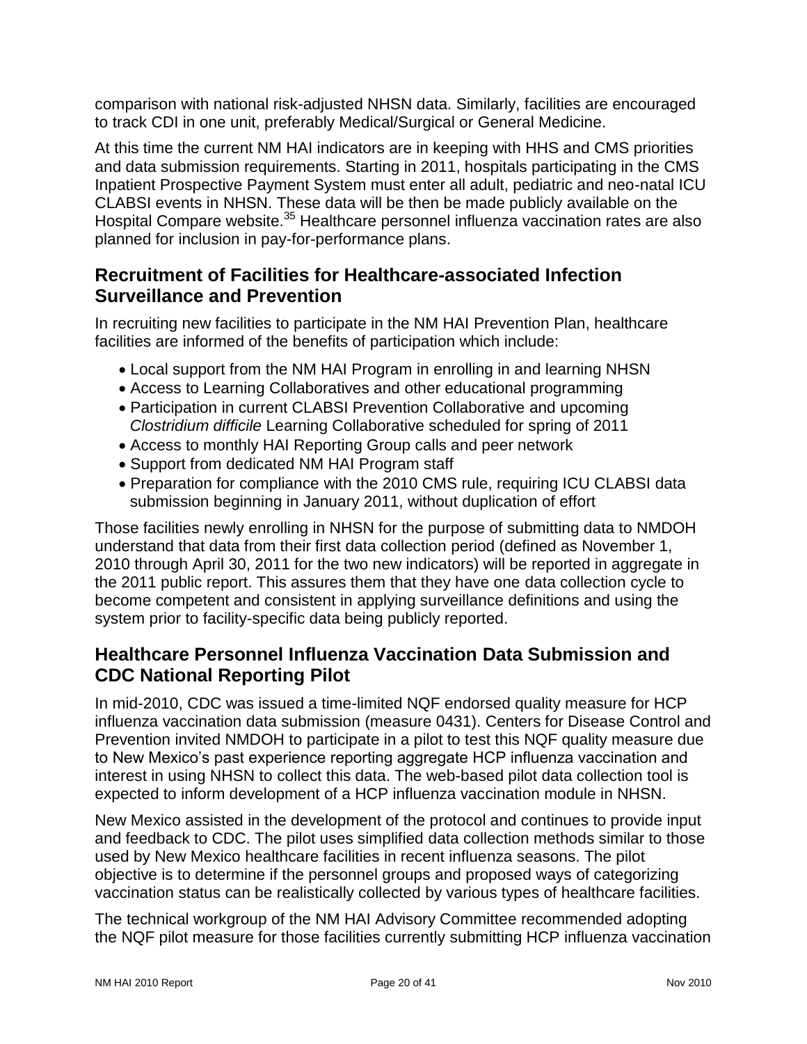comparison with national risk-adjusted NHSN data. Similarly, facilities are encouraged to track CDI in one unit, preferably Medical/Surgical or General Medicine.

At this time the current NM HAI indicators are in keeping with HHS and CMS priorities and data submission requirements. Starting in 2011, hospitals participating in the CMS Inpatient Prospective Payment System must enter all adult, pediatric and neo-natal ICU CLABSI events in NHSN. These data will be then be made publicly available on the Hospital Compare website.[35] Healthcare personnel influenza vaccination rates are also planned for inclusion in pay-for-performance plans.

## Recruitment of Facilities for Healthcare-associated Infection Surveillance and Prevention

In recruiting new facilities to participate in the NM HAI Prevention Plan, healthcare facilities are informed of the benefits of participation which include:

- Local support from the NM HAI Program in enrolling in and learning NHSN
- Access to Learning Collaboratives and other educational programming
- Participation in current CLABSI Prevention Collaborative and upcoming *Clostridium difficile* Learning Collaborative scheduled for spring of 2011
- Access to monthly HAI Reporting Group calls and peer network
- Support from dedicated NM HAI Program staff
- Preparation for compliance with the 2010 CMS rule, requiring ICU CLABSI data submission beginning in January 2011, without duplication of effort

Those facilities newly enrolling in NHSN for the purpose of submitting data to NMDOH understand that data from their first data collection period (defined as November 1, 2010 through April 30, 2011 for the two new indicators) will be reported in aggregate in the 2011 public report. This assures them that they have one data collection cycle to become competent and consistent in applying surveillance definitions and using the system prior to facility-specific data being publicly reported.

## Healthcare Personnel Influenza Vaccination Data Submission and CDC National Reporting Pilot

In mid-2010, CDC was issued a time-limited NQF endorsed quality measure for HCP influenza vaccination data submission (measure 0431). Centers for Disease Control and Prevention invited NMDOH to participate in a pilot to test this NQF quality measure due to New Mexico's past experience reporting aggregate HCP influenza vaccination and interest in using NHSN to collect this data. The web-based pilot data collection tool is expected to inform development of a HCP influenza vaccination module in NHSN.

New Mexico assisted in the development of the protocol and continues to provide input and feedback to CDC. The pilot uses simplified data collection methods similar to those used by New Mexico healthcare facilities in recent influenza seasons. The pilot objective is to determine if the personnel groups and proposed ways of categorizing vaccination status can be realistically collected by various types of healthcare facilities.

The technical workgroup of the NM HAI Advisory Committee recommended adopting the NQF pilot measure for those facilities currently submitting HCP influenza vaccination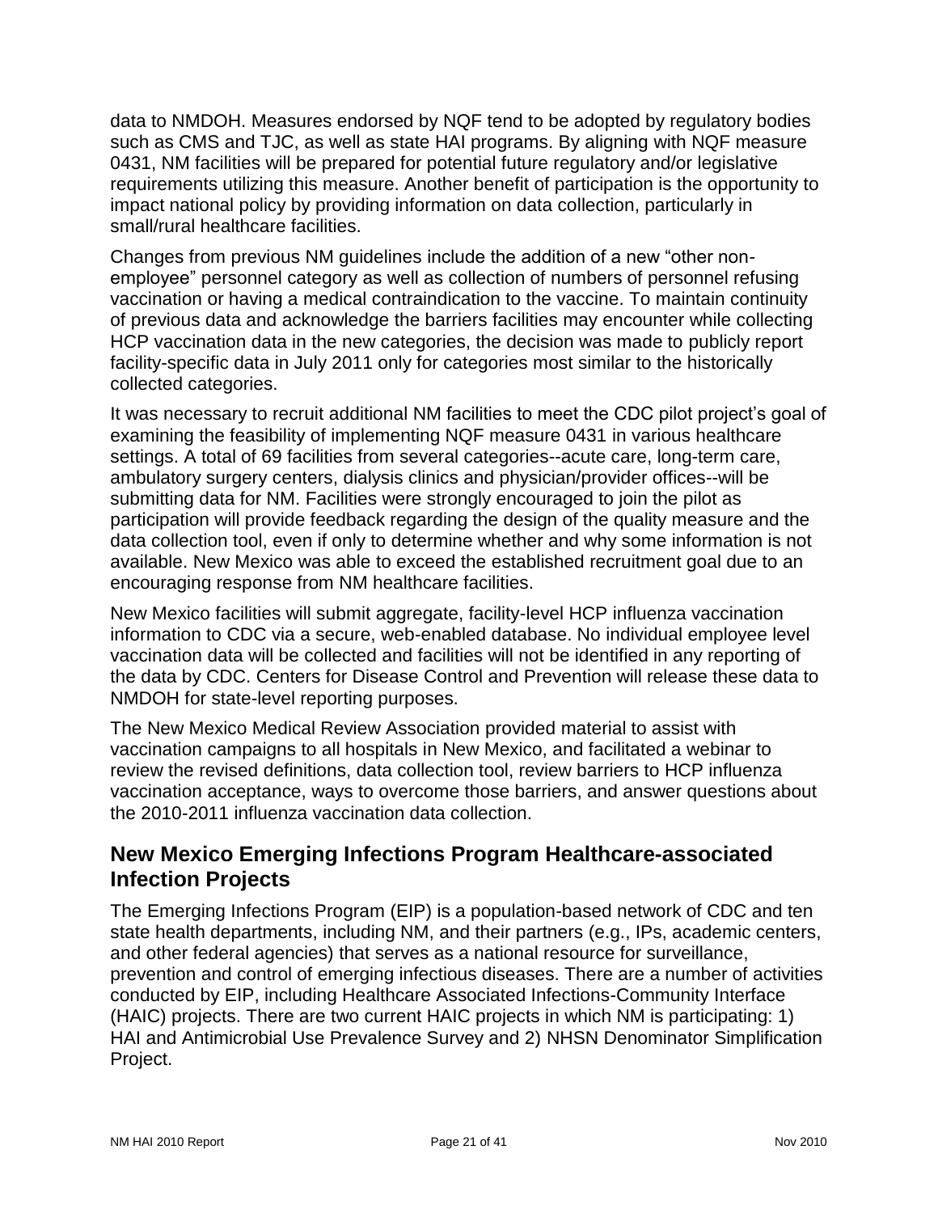data to NMDOH. Measures endorsed by NQF tend to be adopted by regulatory bodies such as CMS and TJC, as well as state HAI programs. By aligning with NQF measure 0431, NM facilities will be prepared for potential future regulatory and/or legislative requirements utilizing this measure. Another benefit of participation is the opportunity to impact national policy by providing information on data collection, particularly in small/rural healthcare facilities.

Changes from previous NM guidelines include the addition of a new "other non-employee" personnel category as well as collection of numbers of personnel refusing vaccination or having a medical contraindication to the vaccine. To maintain continuity of previous data and acknowledge the barriers facilities may encounter while collecting HCP vaccination data in the new categories, the decision was made to publicly report facility-specific data in July 2011 only for categories most similar to the historically collected categories.

It was necessary to recruit additional NM facilities to meet the CDC pilot project's goal of examining the feasibility of implementing NQF measure 0431 in various healthcare settings. A total of 69 facilities from several categories--acute care, long-term care, ambulatory surgery centers, dialysis clinics and physician/provider offices--will be submitting data for NM. Facilities were strongly encouraged to join the pilot as participation will provide feedback regarding the design of the quality measure and the data collection tool, even if only to determine whether and why some information is not available. New Mexico was able to exceed the established recruitment goal due to an encouraging response from NM healthcare facilities.

New Mexico facilities will submit aggregate, facility-level HCP influenza vaccination information to CDC via a secure, web-enabled database. No individual employee level vaccination data will be collected and facilities will not be identified in any reporting of the data by CDC. Centers for Disease Control and Prevention will release these data to NMDOH for state-level reporting purposes.

The New Mexico Medical Review Association provided material to assist with vaccination campaigns to all hospitals in New Mexico, and facilitated a webinar to review the revised definitions, data collection tool, review barriers to HCP influenza vaccination acceptance, ways to overcome those barriers, and answer questions about the 2010-2011 influenza vaccination data collection.

## New Mexico Emerging Infections Program Healthcare-associated Infection Projects

The Emerging Infections Program (EIP) is a population-based network of CDC and ten state health departments, including NM, and their partners (e.g., IPs, academic centers, and other federal agencies) that serves as a national resource for surveillance, prevention and control of emerging infectious diseases. There are a number of activities conducted by EIP, including Healthcare Associated Infections-Community Interface (HAIC) projects. There are two current HAIC projects in which NM is participating: 1) HAI and Antimicrobial Use Prevalence Survey and 2) NHSN Denominator Simplification Project.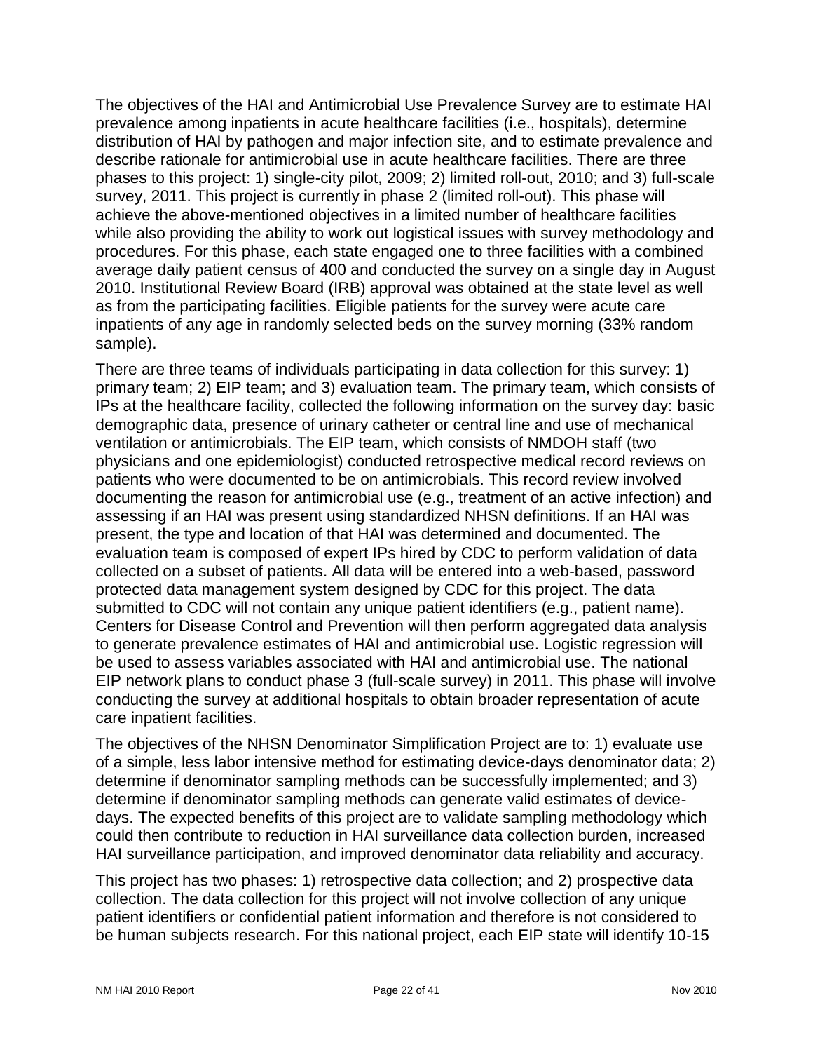The objectives of the HAI and Antimicrobial Use Prevalence Survey are to estimate HAI prevalence among inpatients in acute healthcare facilities (i.e., hospitals), determine distribution of HAI by pathogen and major infection site, and to estimate prevalence and describe rationale for antimicrobial use in acute healthcare facilities. There are three phases to this project: 1) single-city pilot, 2009; 2) limited roll-out, 2010; and 3) full-scale survey, 2011. This project is currently in phase 2 (limited roll-out). This phase will achieve the above-mentioned objectives in a limited number of healthcare facilities while also providing the ability to work out logistical issues with survey methodology and procedures. For this phase, each state engaged one to three facilities with a combined average daily patient census of 400 and conducted the survey on a single day in August 2010. Institutional Review Board (IRB) approval was obtained at the state level as well as from the participating facilities. Eligible patients for the survey were acute care inpatients of any age in randomly selected beds on the survey morning (33% random sample).

There are three teams of individuals participating in data collection for this survey: 1) primary team; 2) EIP team; and 3) evaluation team. The primary team, which consists of IPs at the healthcare facility, collected the following information on the survey day: basic demographic data, presence of urinary catheter or central line and use of mechanical ventilation or antimicrobials. The EIP team, which consists of NMDOH staff (two physicians and one epidemiologist) conducted retrospective medical record reviews on patients who were documented to be on antimicrobials. This record review involved documenting the reason for antimicrobial use (e.g., treatment of an active infection) and assessing if an HAI was present using standardized NHSN definitions. If an HAI was present, the type and location of that HAI was determined and documented. The evaluation team is composed of expert IPs hired by CDC to perform validation of data collected on a subset of patients. All data will be entered into a web-based, password protected data management system designed by CDC for this project. The data submitted to CDC will not contain any unique patient identifiers (e.g., patient name). Centers for Disease Control and Prevention will then perform aggregated data analysis to generate prevalence estimates of HAI and antimicrobial use. Logistic regression will be used to assess variables associated with HAI and antimicrobial use. The national EIP network plans to conduct phase 3 (full-scale survey) in 2011. This phase will involve conducting the survey at additional hospitals to obtain broader representation of acute care inpatient facilities.

The objectives of the NHSN Denominator Simplification Project are to: 1) evaluate use of a simple, less labor intensive method for estimating device-days denominator data; 2) determine if denominator sampling methods can be successfully implemented; and 3) determine if denominator sampling methods can generate valid estimates of device-days. The expected benefits of this project are to validate sampling methodology which could then contribute to reduction in HAI surveillance data collection burden, increased HAI surveillance participation, and improved denominator data reliability and accuracy.

This project has two phases: 1) retrospective data collection; and 2) prospective data collection. The data collection for this project will not involve collection of any unique patient identifiers or confidential patient information and therefore is not considered to be human subjects research. For this national project, each EIP state will identify 10-15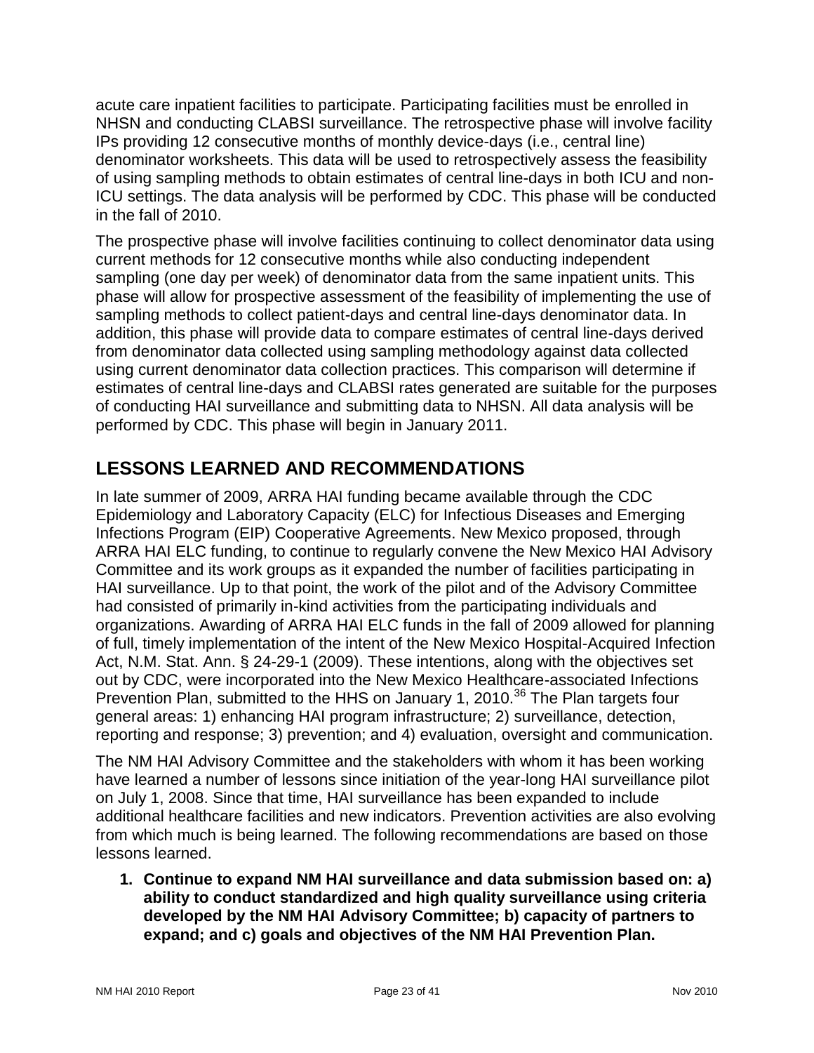acute care inpatient facilities to participate. Participating facilities must be enrolled in NHSN and conducting CLABSI surveillance. The retrospective phase will involve facility IPs providing 12 consecutive months of monthly device-days (i.e., central line) denominator worksheets. This data will be used to retrospectively assess the feasibility of using sampling methods to obtain estimates of central line-days in both ICU and non-ICU settings. The data analysis will be performed by CDC. This phase will be conducted in the fall of 2010.

The prospective phase will involve facilities continuing to collect denominator data using current methods for 12 consecutive months while also conducting independent sampling (one day per week) of denominator data from the same inpatient units. This phase will allow for prospective assessment of the feasibility of implementing the use of sampling methods to collect patient-days and central line-days denominator data. In addition, this phase will provide data to compare estimates of central line-days derived from denominator data collected using sampling methodology against data collected using current denominator data collection practices. This comparison will determine if estimates of central line-days and CLABSI rates generated are suitable for the purposes of conducting HAI surveillance and submitting data to NHSN. All data analysis will be performed by CDC. This phase will begin in January 2011.

## LESSONS LEARNED AND RECOMMENDATIONS

In late summer of 2009, ARRA HAI funding became available through the CDC Epidemiology and Laboratory Capacity (ELC) for Infectious Diseases and Emerging Infections Program (EIP) Cooperative Agreements. New Mexico proposed, through ARRA HAI ELC funding, to continue to regularly convene the New Mexico HAI Advisory Committee and its work groups as it expanded the number of facilities participating in HAI surveillance. Up to that point, the work of the pilot and of the Advisory Committee had consisted of primarily in-kind activities from the participating individuals and organizations. Awarding of ARRA HAI ELC funds in the fall of 2009 allowed for planning of full, timely implementation of the intent of the New Mexico Hospital-Acquired Infection Act, N.M. Stat. Ann. § 24-29-1 (2009). These intentions, along with the objectives set out by CDC, were incorporated into the New Mexico Healthcare-associated Infections Prevention Plan, submitted to the HHS on January 1, 2010.[36] The Plan targets four general areas: 1) enhancing HAI program infrastructure; 2) surveillance, detection, reporting and response; 3) prevention; and 4) evaluation, oversight and communication.

The NM HAI Advisory Committee and the stakeholders with whom it has been working have learned a number of lessons since initiation of the year-long HAI surveillance pilot on July 1, 2008. Since that time, HAI surveillance has been expanded to include additional healthcare facilities and new indicators. Prevention activities are also evolving from which much is being learned. The following recommendations are based on those lessons learned.

1. **Continue to expand NM HAI surveillance and data submission based on: a) ability to conduct standardized and high quality surveillance using criteria developed by the NM HAI Advisory Committee; b) capacity of partners to expand; and c) goals and objectives of the NM HAI Prevention Plan.**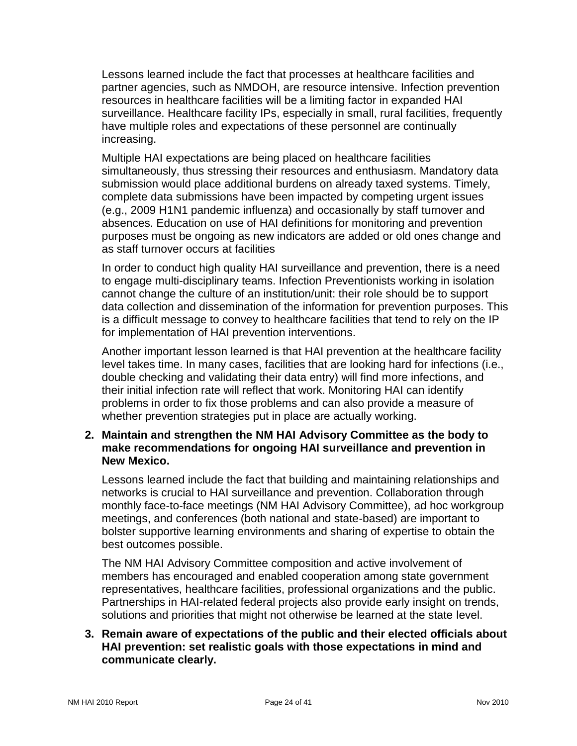Lessons learned include the fact that processes at healthcare facilities and partner agencies, such as NMDOH, are resource intensive. Infection prevention resources in healthcare facilities will be a limiting factor in expanded HAI surveillance. Healthcare facility IPs, especially in small, rural facilities, frequently have multiple roles and expectations of these personnel are continually increasing.

Multiple HAI expectations are being placed on healthcare facilities simultaneously, thus stressing their resources and enthusiasm. Mandatory data submission would place additional burdens on already taxed systems. Timely, complete data submissions have been impacted by competing urgent issues (e.g., 2009 H1N1 pandemic influenza) and occasionally by staff turnover and absences. Education on use of HAI definitions for monitoring and prevention purposes must be ongoing as new indicators are added or old ones change and as staff turnover occurs at facilities

In order to conduct high quality HAI surveillance and prevention, there is a need to engage multi-disciplinary teams. Infection Preventionists working in isolation cannot change the culture of an institution/unit: their role should be to support data collection and dissemination of the information for prevention purposes. This is a difficult message to convey to healthcare facilities that tend to rely on the IP for implementation of HAI prevention interventions.

Another important lesson learned is that HAI prevention at the healthcare facility level takes time. In many cases, facilities that are looking hard for infections (i.e., double checking and validating their data entry) will find more infections, and their initial infection rate will reflect that work. Monitoring HAI can identify problems in order to fix those problems and can also provide a measure of whether prevention strategies put in place are actually working.

2. **Maintain and strengthen the NM HAI Advisory Committee as the body to make recommendations for ongoing HAI surveillance and prevention in New Mexico.**

   Lessons learned include the fact that building and maintaining relationships and networks is crucial to HAI surveillance and prevention. Collaboration through monthly face-to-face meetings (NM HAI Advisory Committee), ad hoc workgroup meetings, and conferences (both national and state-based) are important to bolster supportive learning environments and sharing of expertise to obtain the best outcomes possible.

   The NM HAI Advisory Committee composition and active involvement of members has encouraged and enabled cooperation among state government representatives, healthcare facilities, professional organizations and the public. Partnerships in HAI-related federal projects also provide early insight on trends, solutions and priorities that might not otherwise be learned at the state level.

3. **Remain aware of expectations of the public and their elected officials about HAI prevention: set realistic goals with those expectations in mind and communicate clearly.**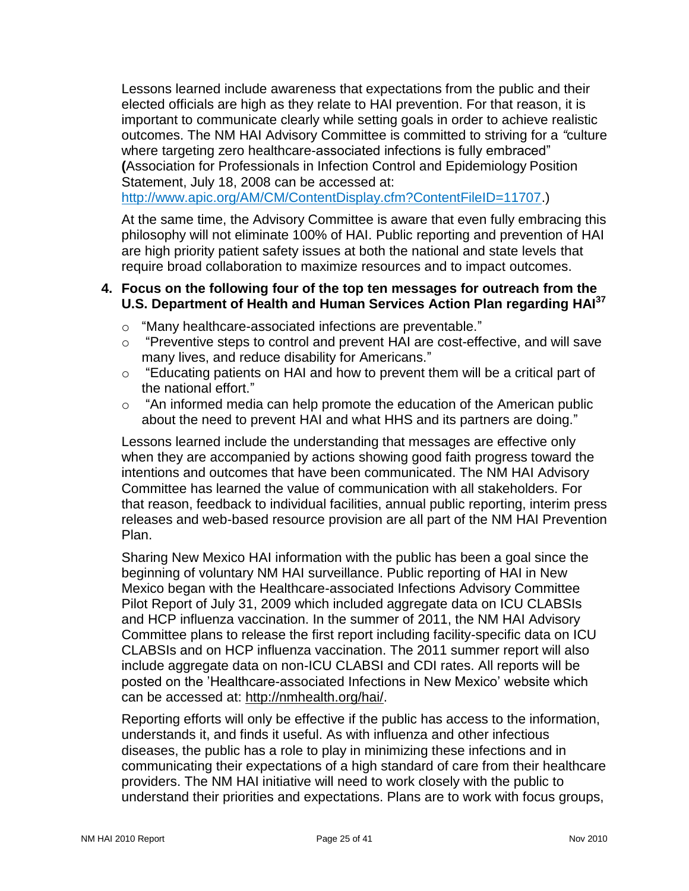Lessons learned include awareness that expectations from the public and their elected officials are high as they relate to HAI prevention. For that reason, it is important to communicate clearly while setting goals in order to achieve realistic outcomes. The NM HAI Advisory Committee is committed to striving for a *"*culture where targeting zero healthcare-associated infections is fully embraced" **(**Association for Professionals in Infection Control and Epidemiology Position Statement, July 18, 2008 can be accessed at: http://www.apic.org/AM/CM/ContentDisplay.cfm?ContentFileID=11707.)

At the same time, the Advisory Committee is aware that even fully embracing this philosophy will not eliminate 100% of HAI. Public reporting and prevention of HAI are high priority patient safety issues at both the national and state levels that require broad collaboration to maximize resources and to impact outcomes.

**4. Focus on the following four of the top ten messages for outreach from the U.S. Department of Health and Human Services Action Plan regarding HAI[37]**

- "Many healthcare-associated infections are preventable."
- "Preventive steps to control and prevent HAI are cost-effective, and will save many lives, and reduce disability for Americans."
- "Educating patients on HAI and how to prevent them will be a critical part of the national effort."
- "An informed media can help promote the education of the American public about the need to prevent HAI and what HHS and its partners are doing."

Lessons learned include the understanding that messages are effective only when they are accompanied by actions showing good faith progress toward the intentions and outcomes that have been communicated. The NM HAI Advisory Committee has learned the value of communication with all stakeholders. For that reason, feedback to individual facilities, annual public reporting, interim press releases and web-based resource provision are all part of the NM HAI Prevention Plan.

Sharing New Mexico HAI information with the public has been a goal since the beginning of voluntary NM HAI surveillance. Public reporting of HAI in New Mexico began with the Healthcare-associated Infections Advisory Committee Pilot Report of July 31, 2009 which included aggregate data on ICU CLABSIs and HCP influenza vaccination. In the summer of 2011, the NM HAI Advisory Committee plans to release the first report including facility-specific data on ICU CLABSIs and on HCP influenza vaccination. The 2011 summer report will also include aggregate data on non-ICU CLABSI and CDI rates. All reports will be posted on the 'Healthcare-associated Infections in New Mexico' website which can be accessed at: http://nmhealth.org/hai/.

Reporting efforts will only be effective if the public has access to the information, understands it, and finds it useful. As with influenza and other infectious diseases, the public has a role to play in minimizing these infections and in communicating their expectations of a high standard of care from their healthcare providers. The NM HAI initiative will need to work closely with the public to understand their priorities and expectations. Plans are to work with focus groups,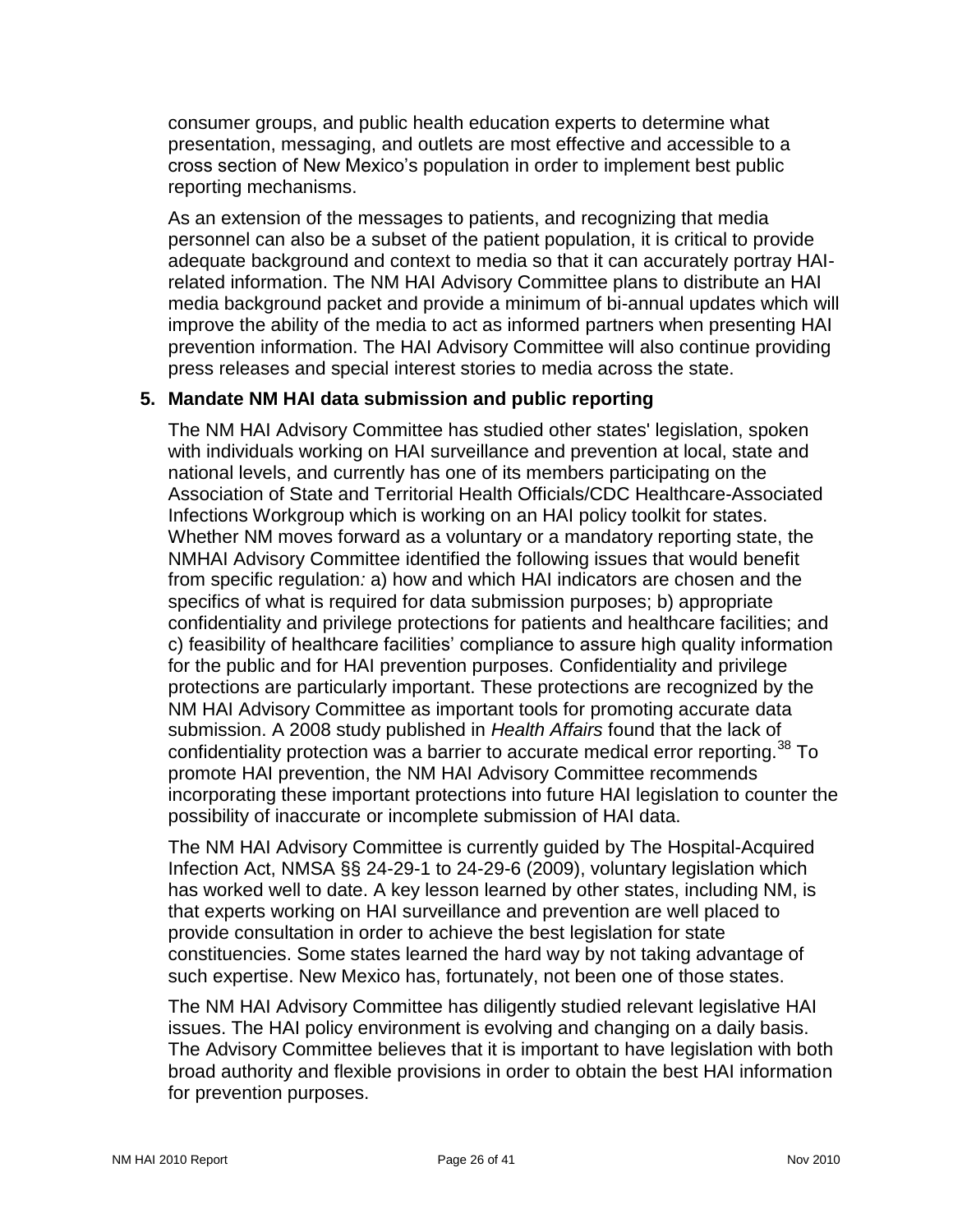consumer groups, and public health education experts to determine what presentation, messaging, and outlets are most effective and accessible to a cross section of New Mexico's population in order to implement best public reporting mechanisms.

As an extension of the messages to patients, and recognizing that media personnel can also be a subset of the patient population, it is critical to provide adequate background and context to media so that it can accurately portray HAI-related information. The NM HAI Advisory Committee plans to distribute an HAI media background packet and provide a minimum of bi-annual updates which will improve the ability of the media to act as informed partners when presenting HAI prevention information. The HAI Advisory Committee will also continue providing press releases and special interest stories to media across the state.

**5. Mandate NM HAI data submission and public reporting**

The NM HAI Advisory Committee has studied other states' legislation, spoken with individuals working on HAI surveillance and prevention at local, state and national levels, and currently has one of its members participating on the Association of State and Territorial Health Officials/CDC Healthcare-Associated Infections Workgroup which is working on an HAI policy toolkit for states. Whether NM moves forward as a voluntary or a mandatory reporting state, the NMHAI Advisory Committee identified the following issues that would benefit from specific regulation*:* a) how and which HAI indicators are chosen and the specifics of what is required for data submission purposes; b) appropriate confidentiality and privilege protections for patients and healthcare facilities; and c) feasibility of healthcare facilities' compliance to assure high quality information for the public and for HAI prevention purposes. Confidentiality and privilege protections are particularly important. These protections are recognized by the NM HAI Advisory Committee as important tools for promoting accurate data submission. A 2008 study published in *Health Affairs* found that the lack of confidentiality protection was a barrier to accurate medical error reporting.[38] To promote HAI prevention, the NM HAI Advisory Committee recommends incorporating these important protections into future HAI legislation to counter the possibility of inaccurate or incomplete submission of HAI data.

The NM HAI Advisory Committee is currently guided by The Hospital-Acquired Infection Act, NMSA §§ 24-29-1 to 24-29-6 (2009), voluntary legislation which has worked well to date. A key lesson learned by other states, including NM, is that experts working on HAI surveillance and prevention are well placed to provide consultation in order to achieve the best legislation for state constituencies. Some states learned the hard way by not taking advantage of such expertise. New Mexico has, fortunately, not been one of those states.

The NM HAI Advisory Committee has diligently studied relevant legislative HAI issues. The HAI policy environment is evolving and changing on a daily basis. The Advisory Committee believes that it is important to have legislation with both broad authority and flexible provisions in order to obtain the best HAI information for prevention purposes.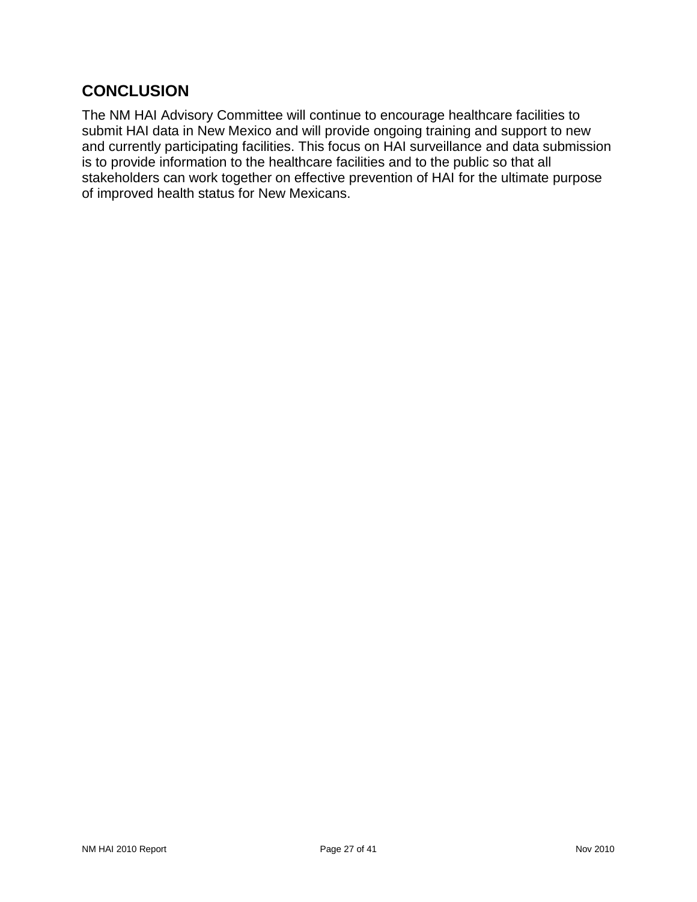## CONCLUSION

The NM HAI Advisory Committee will continue to encourage healthcare facilities to submit HAI data in New Mexico and will provide ongoing training and support to new and currently participating facilities. This focus on HAI surveillance and data submission is to provide information to the healthcare facilities and to the public so that all stakeholders can work together on effective prevention of HAI for the ultimate purpose of improved health status for New Mexicans.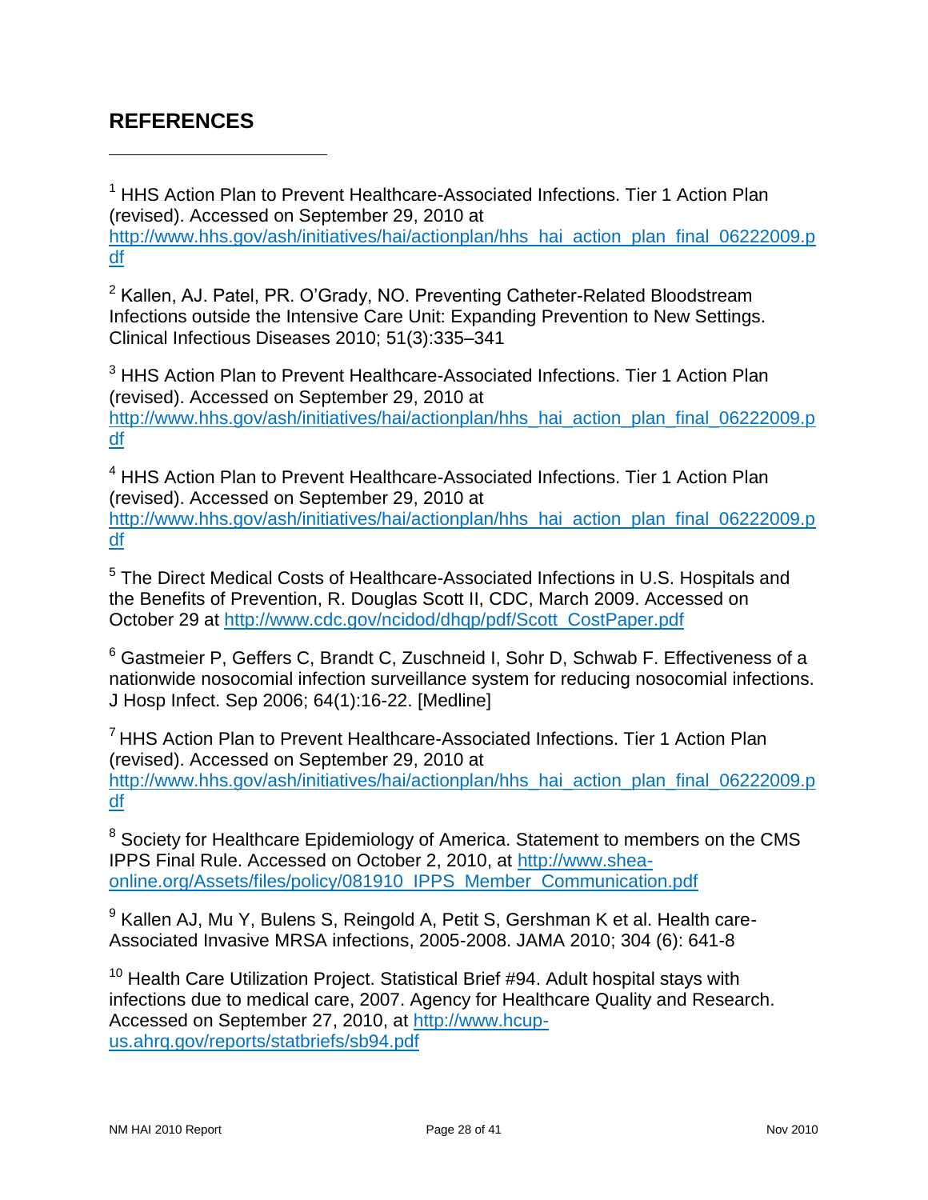## REFERENCES

[1] HHS Action Plan to Prevent Healthcare-Associated Infections. Tier 1 Action Plan (revised). Accessed on September 29, 2010 at http://www.hhs.gov/ash/initiatives/hai/actionplan/hhs_hai_action_plan_final_06222009.pdf

[2] Kallen, AJ. Patel, PR. O'Grady, NO. Preventing Catheter-Related Bloodstream Infections outside the Intensive Care Unit: Expanding Prevention to New Settings. Clinical Infectious Diseases 2010; 51(3):335–341

[3] HHS Action Plan to Prevent Healthcare-Associated Infections. Tier 1 Action Plan (revised). Accessed on September 29, 2010 at http://www.hhs.gov/ash/initiatives/hai/actionplan/hhs_hai_action_plan_final_06222009.pdf

[4] HHS Action Plan to Prevent Healthcare-Associated Infections. Tier 1 Action Plan (revised). Accessed on September 29, 2010 at http://www.hhs.gov/ash/initiatives/hai/actionplan/hhs_hai_action_plan_final_06222009.pdf

[5] The Direct Medical Costs of Healthcare-Associated Infections in U.S. Hospitals and the Benefits of Prevention, R. Douglas Scott II, CDC, March 2009. Accessed on October 29 at http://www.cdc.gov/ncidod/dhqp/pdf/Scott_CostPaper.pdf

[6] Gastmeier P, Geffers C, Brandt C, Zuschneid I, Sohr D, Schwab F. Effectiveness of a nationwide nosocomial infection surveillance system for reducing nosocomial infections. J Hosp Infect. Sep 2006; 64(1):16-22. [Medline]

[7] HHS Action Plan to Prevent Healthcare-Associated Infections. Tier 1 Action Plan (revised). Accessed on September 29, 2010 at http://www.hhs.gov/ash/initiatives/hai/actionplan/hhs_hai_action_plan_final_06222009.pdf

[8] Society for Healthcare Epidemiology of America. Statement to members on the CMS IPPS Final Rule. Accessed on October 2, 2010, at http://www.shea-online.org/Assets/files/policy/081910_IPPS_Member_Communication.pdf

[9] Kallen AJ, Mu Y, Bulens S, Reingold A, Petit S, Gershman K et al. Health care-Associated Invasive MRSA infections, 2005-2008. JAMA 2010; 304 (6): 641-8

[10] Health Care Utilization Project. Statistical Brief #94. Adult hospital stays with infections due to medical care, 2007. Agency for Healthcare Quality and Research. Accessed on September 27, 2010, at http://www.hcup-us.ahrq.gov/reports/statbriefs/sb94.pdf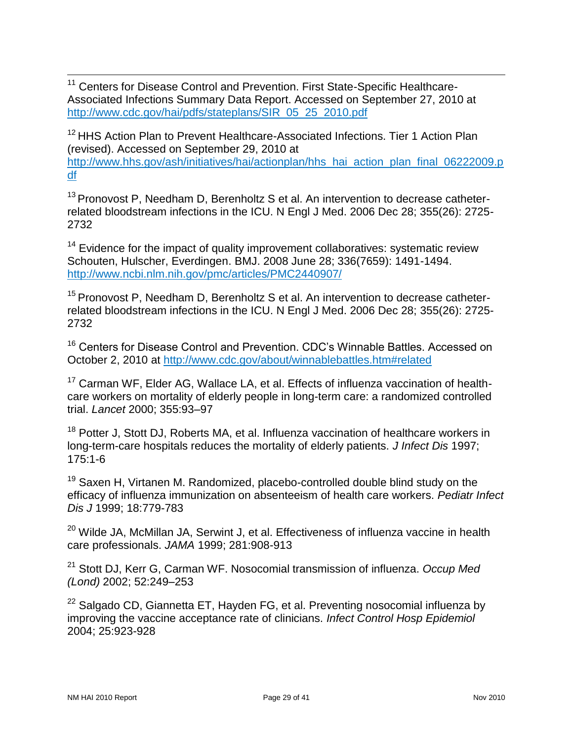[11] Centers for Disease Control and Prevention. First State-Specific Healthcare-Associated Infections Summary Data Report. Accessed on September 27, 2010 at http://www.cdc.gov/hai/pdfs/stateplans/SIR_05_25_2010.pdf

[12] HHS Action Plan to Prevent Healthcare-Associated Infections. Tier 1 Action Plan (revised). Accessed on September 29, 2010 at http://www.hhs.gov/ash/initiatives/hai/actionplan/hhs_hai_action_plan_final_06222009.pdf

[13] Pronovost P, Needham D, Berenholtz S et al. An intervention to decrease catheter-related bloodstream infections in the ICU. N Engl J Med. 2006 Dec 28; 355(26): 2725-2732

[14] Evidence for the impact of quality improvement collaboratives: systematic review Schouten, Hulscher, Everdingen. BMJ. 2008 June 28; 336(7659): 1491-1494. http://www.ncbi.nlm.nih.gov/pmc/articles/PMC2440907/

[15] Pronovost P, Needham D, Berenholtz S et al. An intervention to decrease catheter-related bloodstream infections in the ICU. N Engl J Med. 2006 Dec 28; 355(26): 2725-2732

[16] Centers for Disease Control and Prevention. CDC's Winnable Battles. Accessed on October 2, 2010 at http://www.cdc.gov/about/winnablebattles.htm#related

[17] Carman WF, Elder AG, Wallace LA, et al. Effects of influenza vaccination of health-care workers on mortality of elderly people in long-term care: a randomized controlled trial. *Lancet* 2000; 355:93–97

[18] Potter J, Stott DJ, Roberts MA, et al. Influenza vaccination of healthcare workers in long-term-care hospitals reduces the mortality of elderly patients. *J Infect Dis* 1997; 175:1-6

[19] Saxen H, Virtanen M. Randomized, placebo-controlled double blind study on the efficacy of influenza immunization on absenteeism of health care workers. *Pediatr Infect Dis J* 1999; 18:779-783

[20] Wilde JA, McMillan JA, Serwint J, et al. Effectiveness of influenza vaccine in health care professionals. *JAMA* 1999; 281:908-913

[21] Stott DJ, Kerr G, Carman WF. Nosocomial transmission of influenza. *Occup Med (Lond)* 2002; 52:249–253

[22] Salgado CD, Giannetta ET, Hayden FG, et al. Preventing nosocomial influenza by improving the vaccine acceptance rate of clinicians. *Infect Control Hosp Epidemiol* 2004; 25:923-928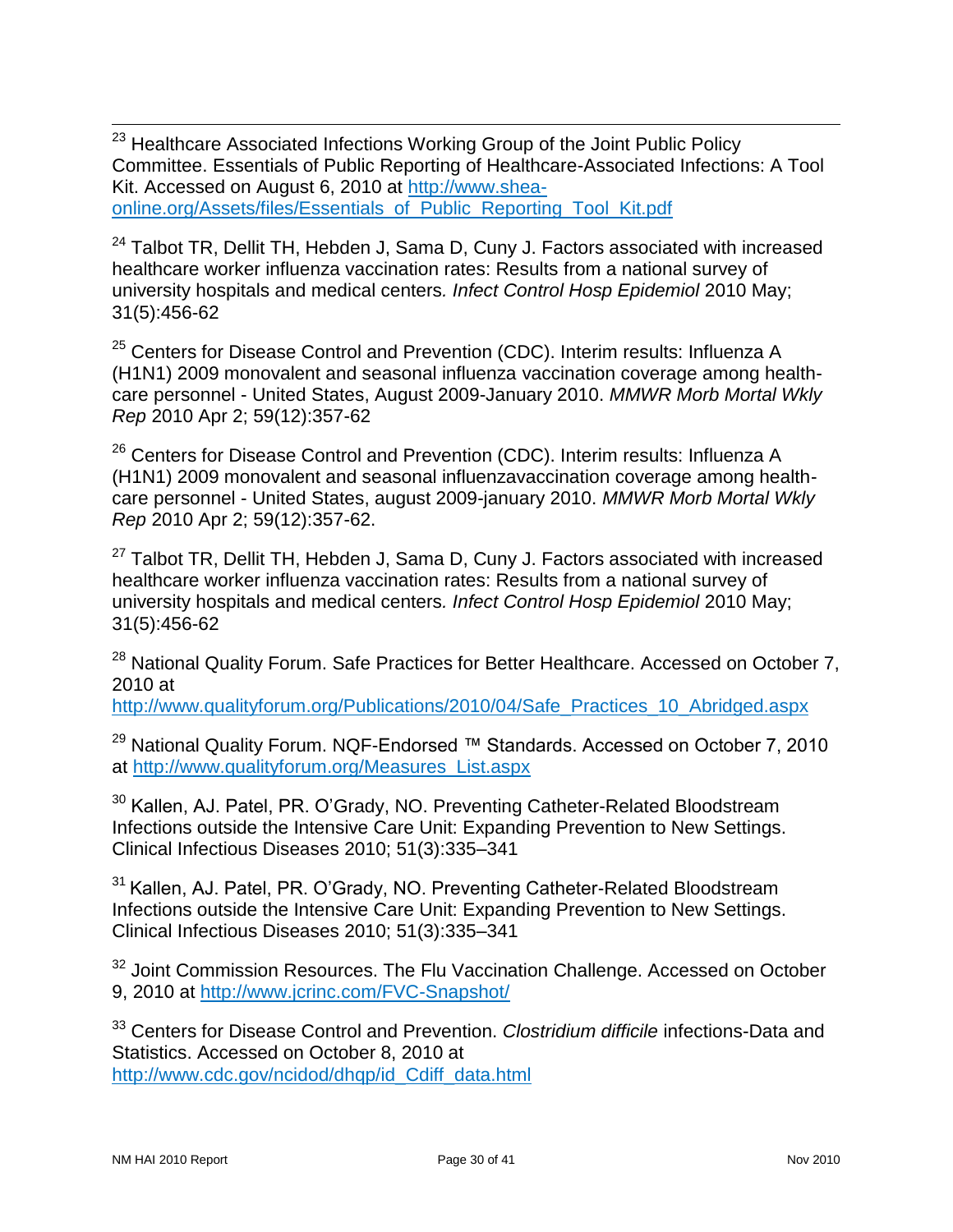[23] Healthcare Associated Infections Working Group of the Joint Public Policy Committee. Essentials of Public Reporting of Healthcare-Associated Infections: A Tool Kit. Accessed on August 6, 2010 at http://www.shea-online.org/Assets/files/Essentials_of_Public_Reporting_Tool_Kit.pdf

[24] Talbot TR, Dellit TH, Hebden J, Sama D, Cuny J. Factors associated with increased healthcare worker influenza vaccination rates: Results from a national survey of university hospitals and medical centers. *Infect Control Hosp Epidemiol* 2010 May; 31(5):456-62

[25] Centers for Disease Control and Prevention (CDC). Interim results: Influenza A (H1N1) 2009 monovalent and seasonal influenza vaccination coverage among health-care personnel - United States, August 2009-January 2010. *MMWR Morb Mortal Wkly Rep* 2010 Apr 2; 59(12):357-62

[26] Centers for Disease Control and Prevention (CDC). Interim results: Influenza A (H1N1) 2009 monovalent and seasonal influenzavaccination coverage among health-care personnel - United States, august 2009-january 2010. *MMWR Morb Mortal Wkly Rep* 2010 Apr 2; 59(12):357-62.

[27] Talbot TR, Dellit TH, Hebden J, Sama D, Cuny J. Factors associated with increased healthcare worker influenza vaccination rates: Results from a national survey of university hospitals and medical centers. *Infect Control Hosp Epidemiol* 2010 May; 31(5):456-62

[28] National Quality Forum. Safe Practices for Better Healthcare. Accessed on October 7, 2010 at http://www.qualityforum.org/Publications/2010/04/Safe_Practices_10_Abridged.aspx

[29] National Quality Forum. NQF-Endorsed ™ Standards. Accessed on October 7, 2010 at http://www.qualityforum.org/Measures_List.aspx

[30] Kallen, AJ. Patel, PR. O'Grady, NO. Preventing Catheter-Related Bloodstream Infections outside the Intensive Care Unit: Expanding Prevention to New Settings. Clinical Infectious Diseases 2010; 51(3):335–341

[31] Kallen, AJ. Patel, PR. O'Grady, NO. Preventing Catheter-Related Bloodstream Infections outside the Intensive Care Unit: Expanding Prevention to New Settings. Clinical Infectious Diseases 2010; 51(3):335–341

[32] Joint Commission Resources. The Flu Vaccination Challenge. Accessed on October 9, 2010 at http://www.jcrinc.com/FVC-Snapshot/

[33] Centers for Disease Control and Prevention. *Clostridium difficile* infections-Data and Statistics. Accessed on October 8, 2010 at http://www.cdc.gov/ncidod/dhqp/id_Cdiff_data.html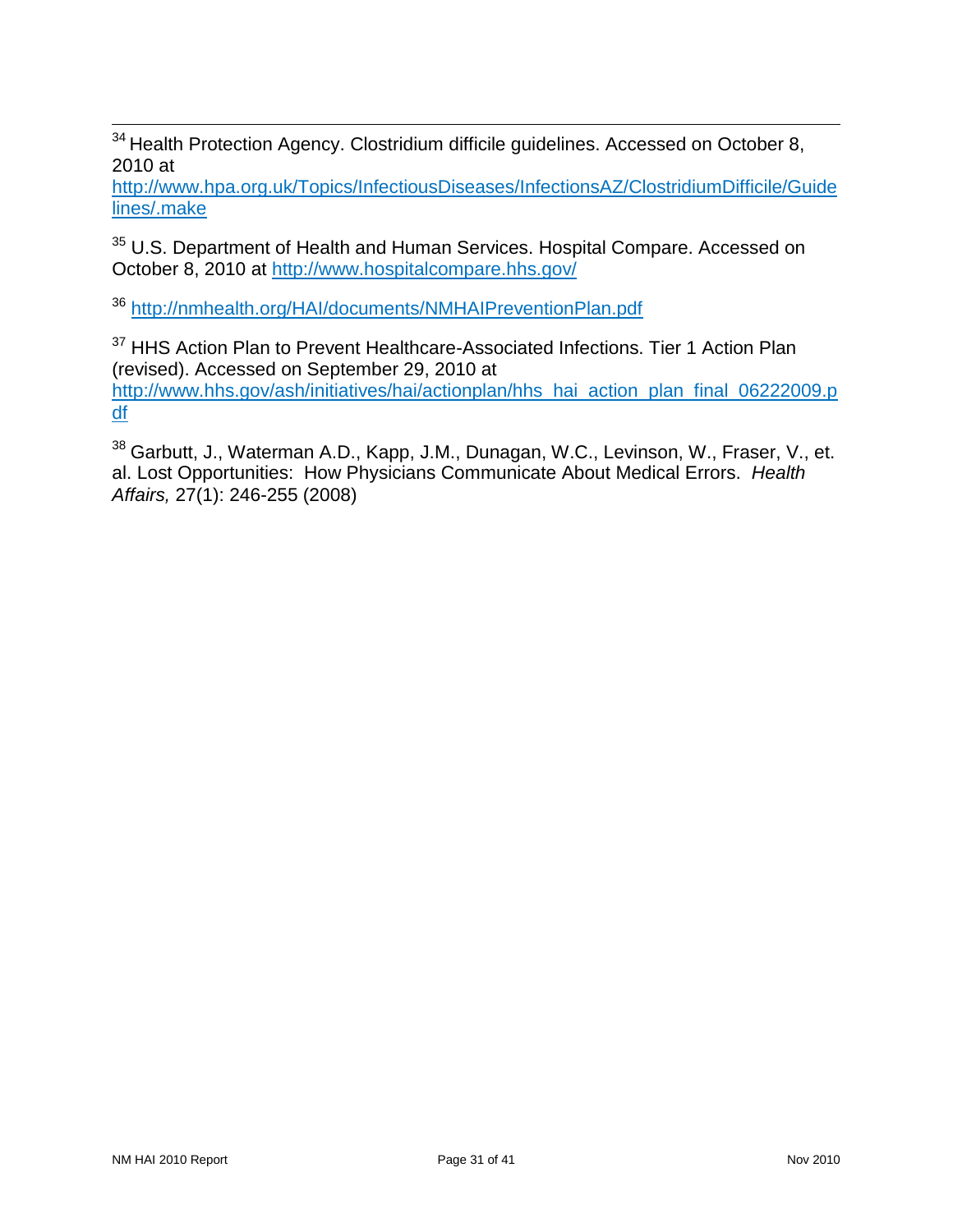[34] Health Protection Agency. Clostridium difficile guidelines. Accessed on October 8, 2010 at http://www.hpa.org.uk/Topics/InfectiousDiseases/InfectionsAZ/ClostridiumDifficile/Guidelines/.make

[35] U.S. Department of Health and Human Services. Hospital Compare. Accessed on October 8, 2010 at http://www.hospitalcompare.hhs.gov/

[36] http://nmhealth.org/HAI/documents/NMHAIPreventionPlan.pdf

[37] HHS Action Plan to Prevent Healthcare-Associated Infections. Tier 1 Action Plan (revised). Accessed on September 29, 2010 at http://www.hhs.gov/ash/initiatives/hai/actionplan/hhs_hai_action_plan_final_06222009.pdf

[38] Garbutt, J., Waterman A.D., Kapp, J.M., Dunagan, W.C., Levinson, W., Fraser, V., et. al. Lost Opportunities: How Physicians Communicate About Medical Errors. *Health Affairs,* 27(1): 246-255 (2008)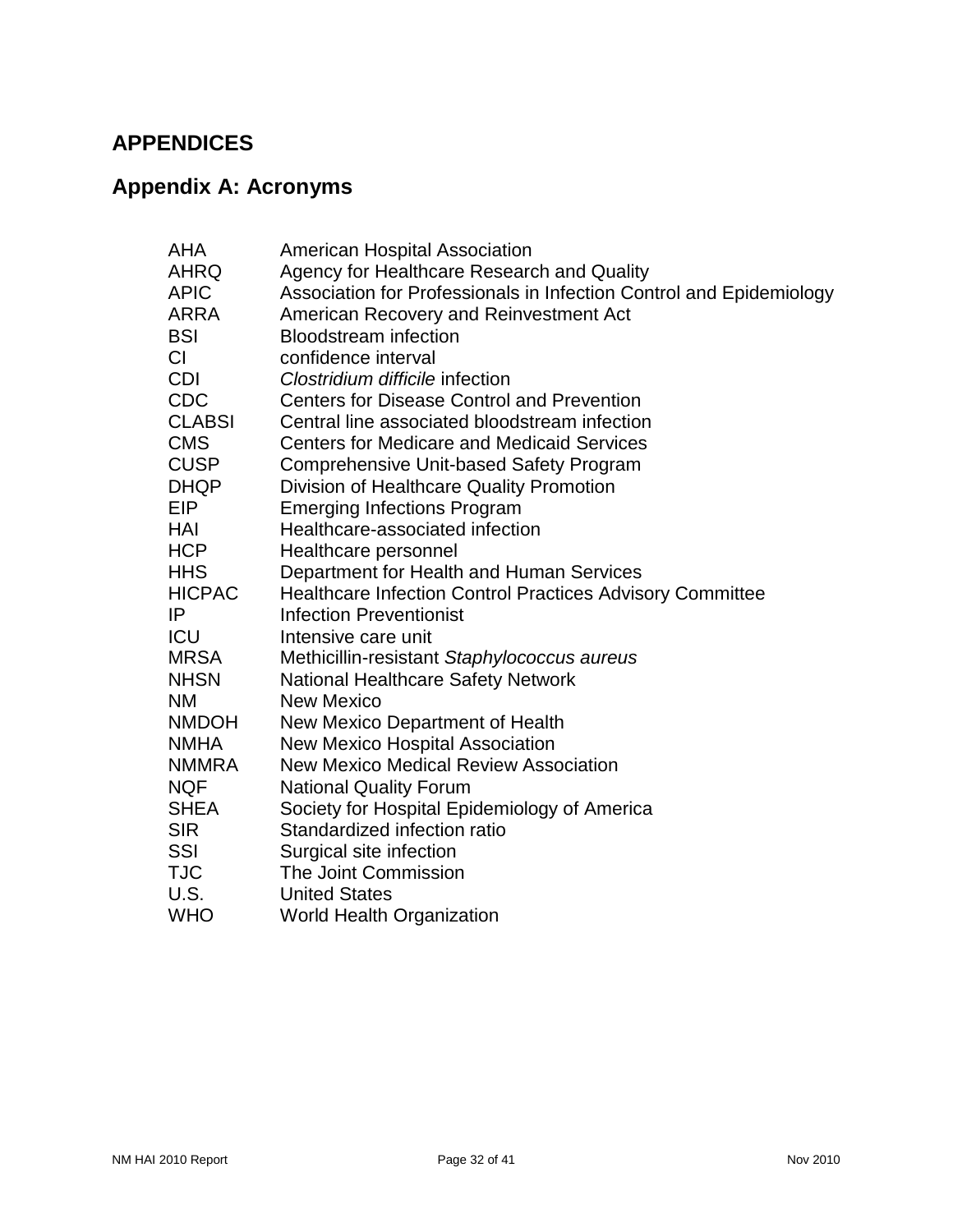# APPENDICES

## Appendix A: Acronyms

| | |
|---|---|
| AHA | American Hospital Association |
| AHRQ | Agency for Healthcare Research and Quality |
| APIC | Association for Professionals in Infection Control and Epidemiology |
| ARRA | American Recovery and Reinvestment Act |
| BSI | Bloodstream infection |
| CI | confidence interval |
| CDI | *Clostridium difficile* infection |
| CDC | Centers for Disease Control and Prevention |
| CLABSI | Central line associated bloodstream infection |
| CMS | Centers for Medicare and Medicaid Services |
| CUSP | Comprehensive Unit-based Safety Program |
| DHQP | Division of Healthcare Quality Promotion |
| EIP | Emerging Infections Program |
| HAI | Healthcare-associated infection |
| HCP | Healthcare personnel |
| HHS | Department for Health and Human Services |
| HICPAC | Healthcare Infection Control Practices Advisory Committee |
| IP | Infection Preventionist |
| ICU | Intensive care unit |
| MRSA | Methicillin-resistant *Staphylococcus aureus* |
| NHSN | National Healthcare Safety Network |
| NM | New Mexico |
| NMDOH | New Mexico Department of Health |
| NMHA | New Mexico Hospital Association |
| NMMRA | New Mexico Medical Review Association |
| NQF | National Quality Forum |
| SHEA | Society for Hospital Epidemiology of America |
| SIR | Standardized infection ratio |
| SSI | Surgical site infection |
| TJC | The Joint Commission |
| U.S. | United States |
| WHO | World Health Organization |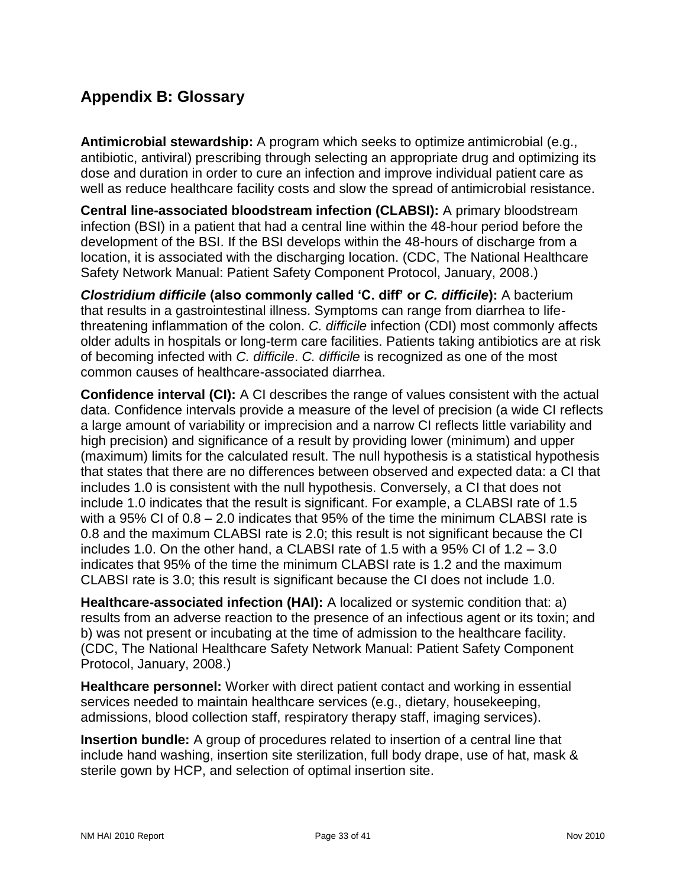## Appendix B: Glossary

**Antimicrobial stewardship:** A program which seeks to optimize antimicrobial (e.g., antibiotic, antiviral) prescribing through selecting an appropriate drug and optimizing its dose and duration in order to cure an infection and improve individual patient care as well as reduce healthcare facility costs and slow the spread of antimicrobial resistance.

**Central line-associated bloodstream infection (CLABSI):** A primary bloodstream infection (BSI) in a patient that had a central line within the 48-hour period before the development of the BSI. If the BSI develops within the 48-hours of discharge from a location, it is associated with the discharging location. (CDC, The National Healthcare Safety Network Manual: Patient Safety Component Protocol, January, 2008.)

***Clostridium difficile* (also commonly called 'C. diff' or *C. difficile*):** A bacterium that results in a gastrointestinal illness. Symptoms can range from diarrhea to life-threatening inflammation of the colon. *C. difficile* infection (CDI) most commonly affects older adults in hospitals or long-term care facilities. Patients taking antibiotics are at risk of becoming infected with *C. difficile*. *C. difficile* is recognized as one of the most common causes of healthcare-associated diarrhea.

**Confidence interval (CI):** A CI describes the range of values consistent with the actual data. Confidence intervals provide a measure of the level of precision (a wide CI reflects a large amount of variability or imprecision and a narrow CI reflects little variability and high precision) and significance of a result by providing lower (minimum) and upper (maximum) limits for the calculated result. The null hypothesis is a statistical hypothesis that states that there are no differences between observed and expected data: a CI that includes 1.0 is consistent with the null hypothesis. Conversely, a CI that does not include 1.0 indicates that the result is significant. For example, a CLABSI rate of 1.5 with a 95% CI of 0.8 – 2.0 indicates that 95% of the time the minimum CLABSI rate is 0.8 and the maximum CLABSI rate is 2.0; this result is not significant because the CI includes 1.0. On the other hand, a CLABSI rate of 1.5 with a 95% CI of 1.2 – 3.0 indicates that 95% of the time the minimum CLABSI rate is 1.2 and the maximum CLABSI rate is 3.0; this result is significant because the CI does not include 1.0.

**Healthcare-associated infection (HAI):** A localized or systemic condition that: a) results from an adverse reaction to the presence of an infectious agent or its toxin; and b) was not present or incubating at the time of admission to the healthcare facility. (CDC, The National Healthcare Safety Network Manual: Patient Safety Component Protocol, January, 2008.)

**Healthcare personnel:** Worker with direct patient contact and working in essential services needed to maintain healthcare services (e.g., dietary, housekeeping, admissions, blood collection staff, respiratory therapy staff, imaging services).

**Insertion bundle:** A group of procedures related to insertion of a central line that include hand washing, insertion site sterilization, full body drape, use of hat, mask & sterile gown by HCP, and selection of optimal insertion site.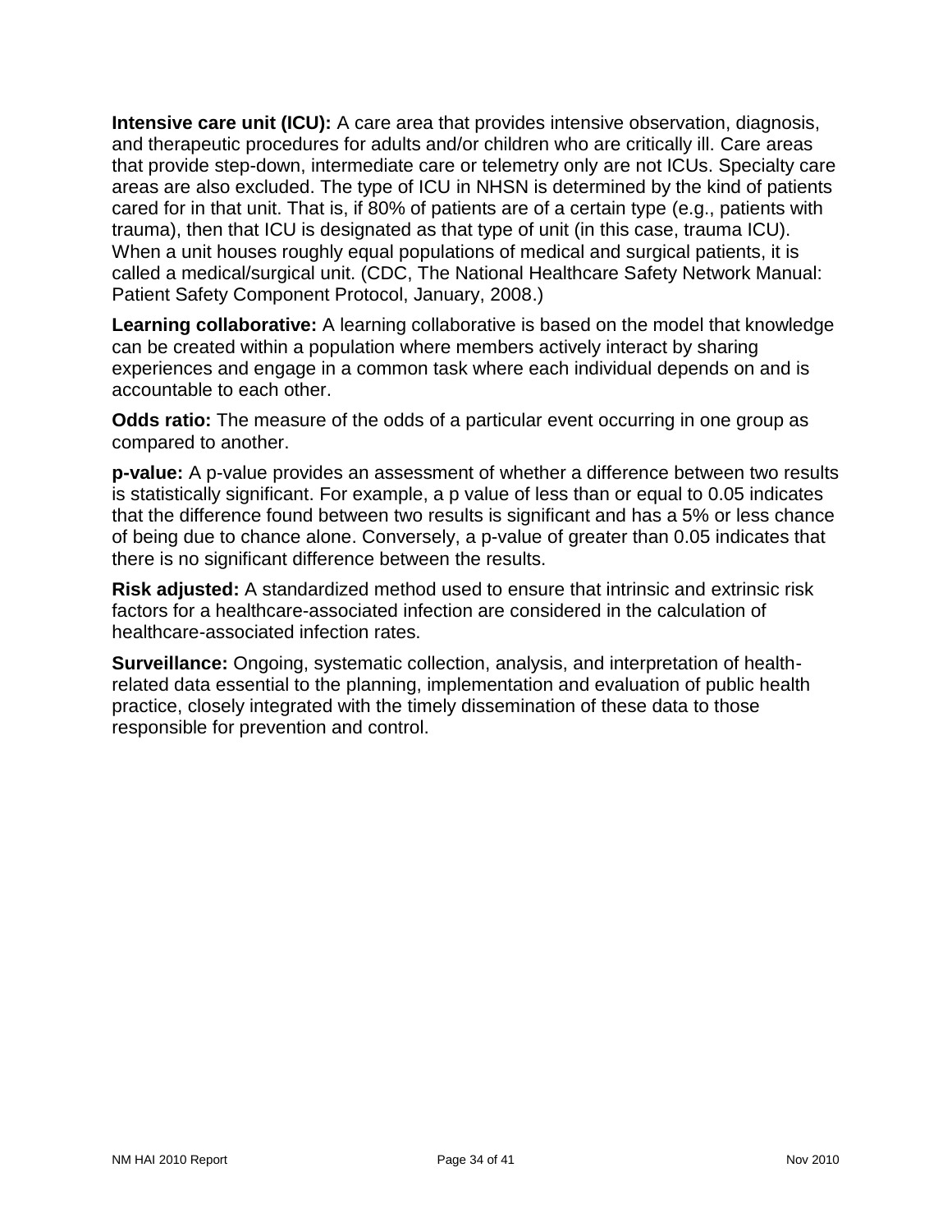**Intensive care unit (ICU):** A care area that provides intensive observation, diagnosis, and therapeutic procedures for adults and/or children who are critically ill. Care areas that provide step-down, intermediate care or telemetry only are not ICUs. Specialty care areas are also excluded. The type of ICU in NHSN is determined by the kind of patients cared for in that unit. That is, if 80% of patients are of a certain type (e.g., patients with trauma), then that ICU is designated as that type of unit (in this case, trauma ICU). When a unit houses roughly equal populations of medical and surgical patients, it is called a medical/surgical unit. (CDC, The National Healthcare Safety Network Manual: Patient Safety Component Protocol, January, 2008.)

**Learning collaborative:** A learning collaborative is based on the model that knowledge can be created within a population where members actively interact by sharing experiences and engage in a common task where each individual depends on and is accountable to each other.

**Odds ratio:** The measure of the odds of a particular event occurring in one group as compared to another.

**p-value:** A p-value provides an assessment of whether a difference between two results is statistically significant. For example, a p value of less than or equal to 0.05 indicates that the difference found between two results is significant and has a 5% or less chance of being due to chance alone. Conversely, a p-value of greater than 0.05 indicates that there is no significant difference between the results.

**Risk adjusted:** A standardized method used to ensure that intrinsic and extrinsic risk factors for a healthcare-associated infection are considered in the calculation of healthcare-associated infection rates.

**Surveillance:** Ongoing, systematic collection, analysis, and interpretation of health-related data essential to the planning, implementation and evaluation of public health practice, closely integrated with the timely dissemination of these data to those responsible for prevention and control.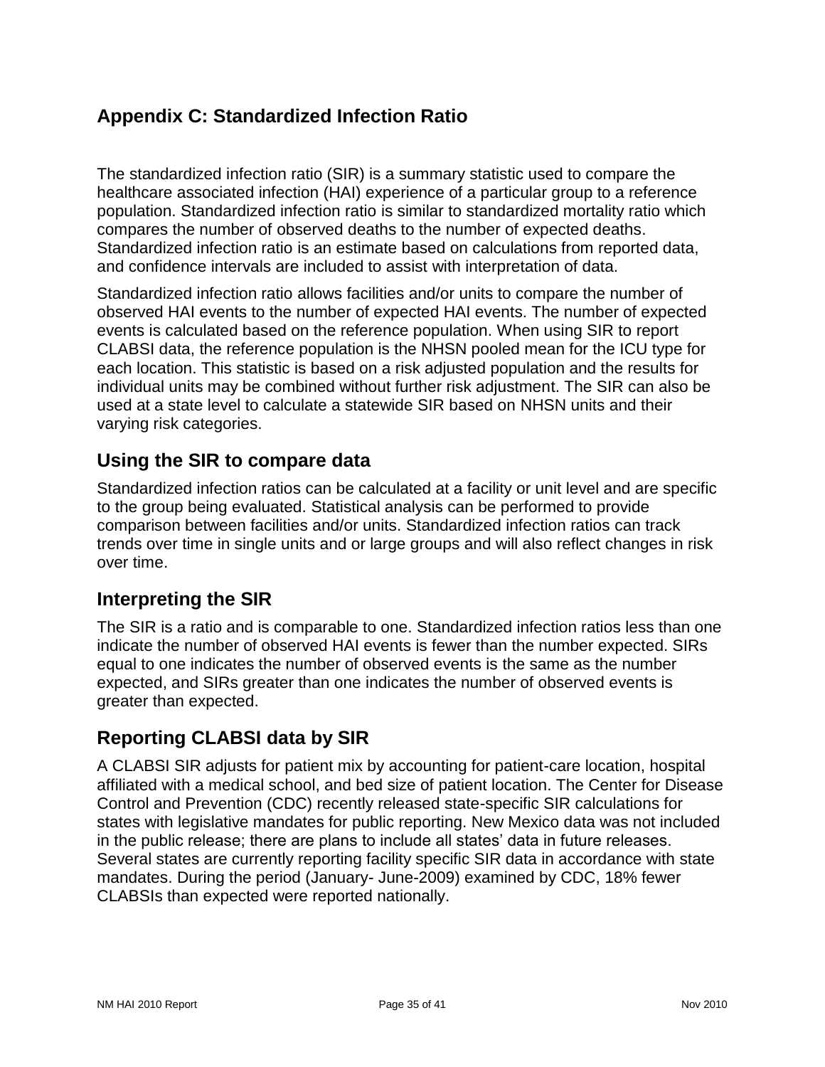## Appendix C: Standardized Infection Ratio

The standardized infection ratio (SIR) is a summary statistic used to compare the healthcare associated infection (HAI) experience of a particular group to a reference population. Standardized infection ratio is similar to standardized mortality ratio which compares the number of observed deaths to the number of expected deaths. Standardized infection ratio is an estimate based on calculations from reported data, and confidence intervals are included to assist with interpretation of data.

Standardized infection ratio allows facilities and/or units to compare the number of observed HAI events to the number of expected HAI events. The number of expected events is calculated based on the reference population. When using SIR to report CLABSI data, the reference population is the NHSN pooled mean for the ICU type for each location. This statistic is based on a risk adjusted population and the results for individual units may be combined without further risk adjustment. The SIR can also be used at a state level to calculate a statewide SIR based on NHSN units and their varying risk categories.

### Using the SIR to compare data

Standardized infection ratios can be calculated at a facility or unit level and are specific to the group being evaluated. Statistical analysis can be performed to provide comparison between facilities and/or units. Standardized infection ratios can track trends over time in single units and or large groups and will also reflect changes in risk over time.

### Interpreting the SIR

The SIR is a ratio and is comparable to one. Standardized infection ratios less than one indicate the number of observed HAI events is fewer than the number expected. SIRs equal to one indicates the number of observed events is the same as the number expected, and SIRs greater than one indicates the number of observed events is greater than expected.

### Reporting CLABSI data by SIR

A CLABSI SIR adjusts for patient mix by accounting for patient-care location, hospital affiliated with a medical school, and bed size of patient location. The Center for Disease Control and Prevention (CDC) recently released state-specific SIR calculations for states with legislative mandates for public reporting. New Mexico data was not included in the public release; there are plans to include all states' data in future releases. Several states are currently reporting facility specific SIR data in accordance with state mandates. During the period (January- June-2009) examined by CDC, 18% fewer CLABSIs than expected were reported nationally.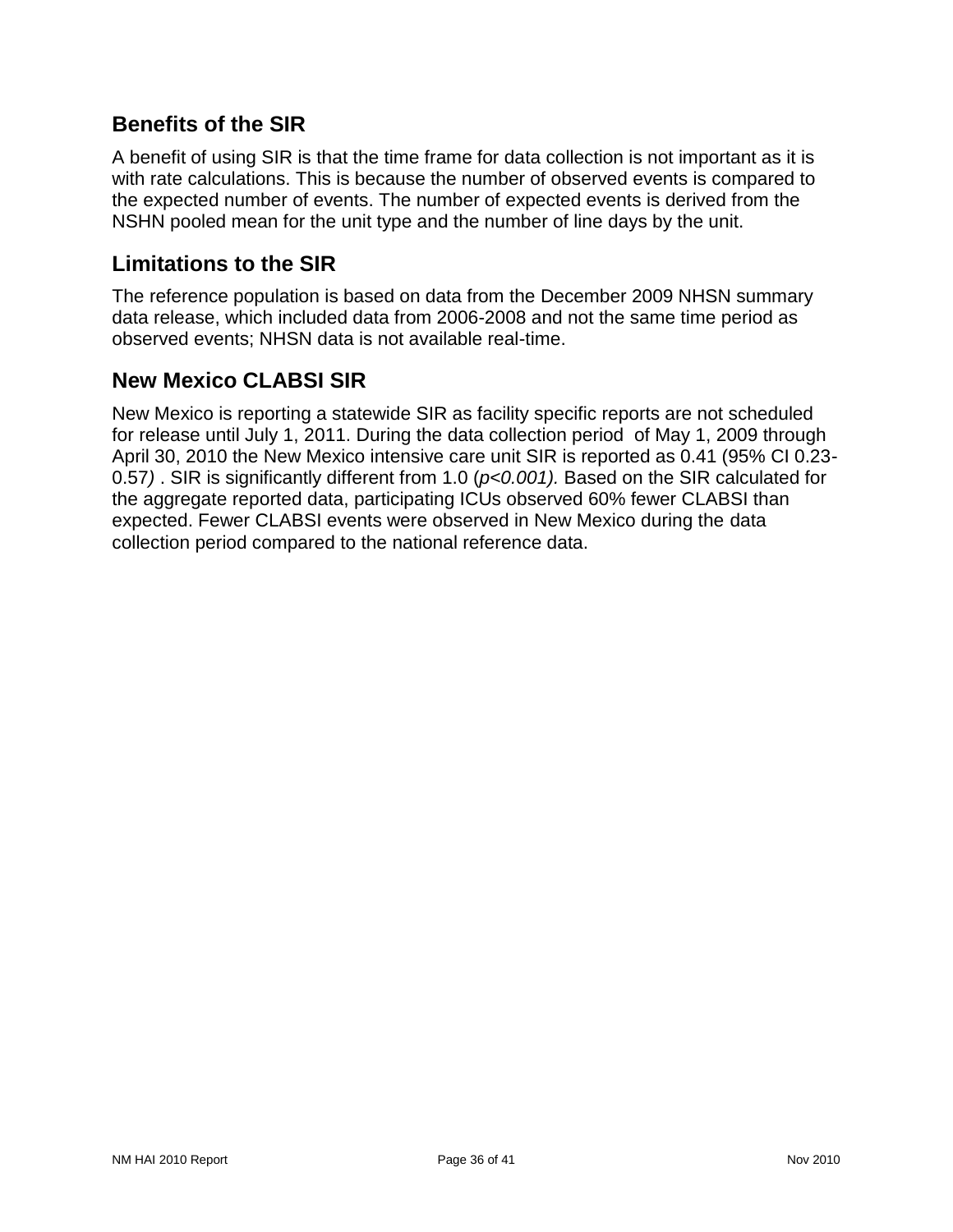## Benefits of the SIR

A benefit of using SIR is that the time frame for data collection is not important as it is with rate calculations. This is because the number of observed events is compared to the expected number of events. The number of expected events is derived from the NSHN pooled mean for the unit type and the number of line days by the unit.

## Limitations to the SIR

The reference population is based on data from the December 2009 NHSN summary data release, which included data from 2006-2008 and not the same time period as observed events; NHSN data is not available real-time.

## New Mexico CLABSI SIR

New Mexico is reporting a statewide SIR as facility specific reports are not scheduled for release until July 1, 2011. During the data collection period of May 1, 2009 through April 30, 2010 the New Mexico intensive care unit SIR is reported as 0.41 (95% CI 0.23-0.57) . SIR is significantly different from 1.0 ($p<0.001$). Based on the SIR calculated for the aggregate reported data, participating ICUs observed 60% fewer CLABSI than expected. Fewer CLABSI events were observed in New Mexico during the data collection period compared to the national reference data.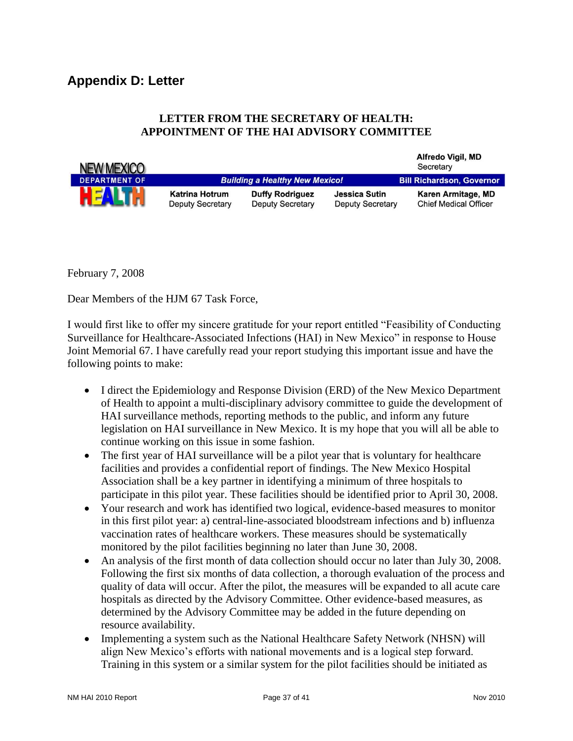## Appendix D: Letter

**LETTER FROM THE SECRETARY OF HEALTH:**
**APPOINTMENT OF THE HAI ADVISORY COMMITTEE**

NEW MEXICO DEPARTMENT OF HEALTH

**Alfredo Vigil, MD**
Secretary

***Building a Healthy New Mexico!*** | **Bill Richardson, Governor**

| **Katrina Hotrum** | **Duffy Rodriguez** | **Jessica Sutin** | **Karen Armitage, MD** |
|---|---|---|---|
| Deputy Secretary | Deputy Secretary | Deputy Secretary | Chief Medical Officer |

February 7, 2008

Dear Members of the HJM 67 Task Force,

I would first like to offer my sincere gratitude for your report entitled "Feasibility of Conducting Surveillance for Healthcare-Associated Infections (HAI) in New Mexico" in response to House Joint Memorial 67. I have carefully read your report studying this important issue and have the following points to make:

- I direct the Epidemiology and Response Division (ERD) of the New Mexico Department of Health to appoint a multi-disciplinary advisory committee to guide the development of HAI surveillance methods, reporting methods to the public, and inform any future legislation on HAI surveillance in New Mexico. It is my hope that you will all be able to continue working on this issue in some fashion.
- The first year of HAI surveillance will be a pilot year that is voluntary for healthcare facilities and provides a confidential report of findings. The New Mexico Hospital Association shall be a key partner in identifying a minimum of three hospitals to participate in this pilot year. These facilities should be identified prior to April 30, 2008.
- Your research and work has identified two logical, evidence-based measures to monitor in this first pilot year: a) central-line-associated bloodstream infections and b) influenza vaccination rates of healthcare workers. These measures should be systematically monitored by the pilot facilities beginning no later than June 30, 2008.
- An analysis of the first month of data collection should occur no later than July 30, 2008. Following the first six months of data collection, a thorough evaluation of the process and quality of data will occur. After the pilot, the measures will be expanded to all acute care hospitals as directed by the Advisory Committee. Other evidence-based measures, as determined by the Advisory Committee may be added in the future depending on resource availability.
- Implementing a system such as the National Healthcare Safety Network (NHSN) will align New Mexico's efforts with national movements and is a logical step forward. Training in this system or a similar system for the pilot facilities should be initiated as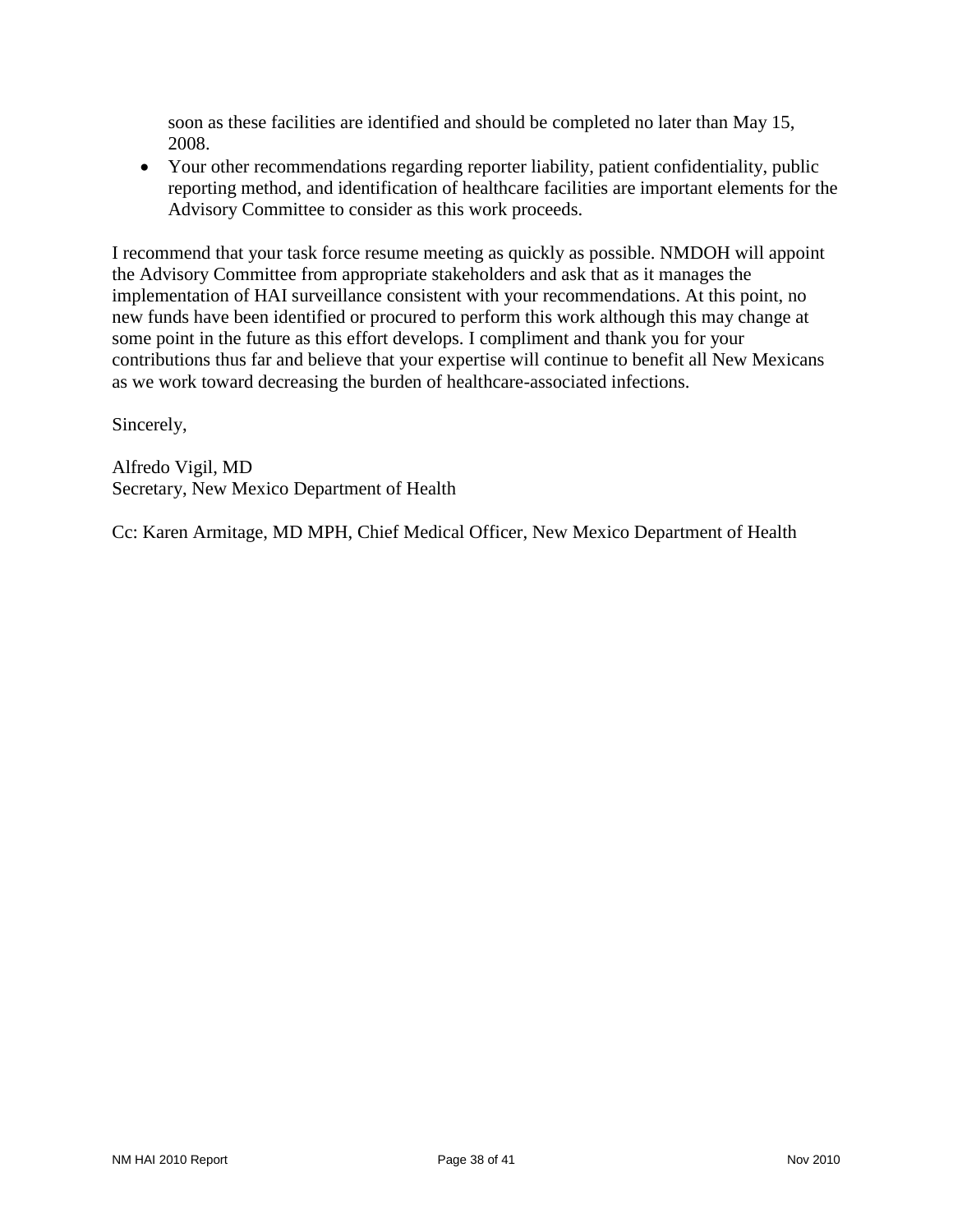soon as these facilities are identified and should be completed no later than May 15, 2008.

- Your other recommendations regarding reporter liability, patient confidentiality, public reporting method, and identification of healthcare facilities are important elements for the Advisory Committee to consider as this work proceeds.

I recommend that your task force resume meeting as quickly as possible. NMDOH will appoint the Advisory Committee from appropriate stakeholders and ask that as it manages the implementation of HAI surveillance consistent with your recommendations. At this point, no new funds have been identified or procured to perform this work although this may change at some point in the future as this effort develops. I compliment and thank you for your contributions thus far and believe that your expertise will continue to benefit all New Mexicans as we work toward decreasing the burden of healthcare-associated infections.

Sincerely,

Alfredo Vigil, MD
Secretary, New Mexico Department of Health

Cc: Karen Armitage, MD MPH, Chief Medical Officer, New Mexico Department of Health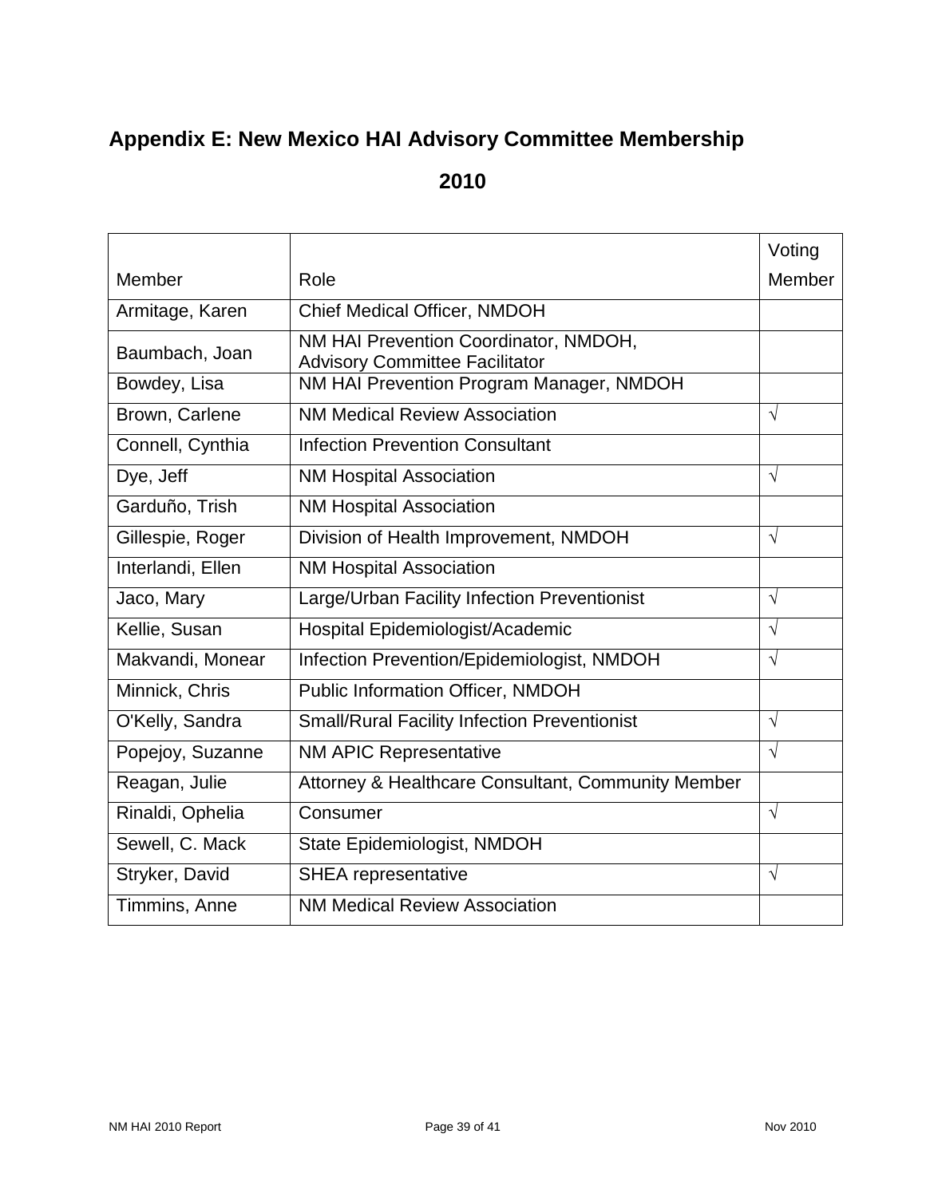# Appendix E: New Mexico HAI Advisory Committee Membership

## 2010

| Member | Role | Voting Member |
|---|---|---|
| Armitage, Karen | Chief Medical Officer, NMDOH | |
| Baumbach, Joan | NM HAI Prevention Coordinator, NMDOH, Advisory Committee Facilitator | |
| Bowdey, Lisa | NM HAI Prevention Program Manager, NMDOH | |
| Brown, Carlene | NM Medical Review Association | √ |
| Connell, Cynthia | Infection Prevention Consultant | |
| Dye, Jeff | NM Hospital Association | √ |
| Garduño, Trish | NM Hospital Association | |
| Gillespie, Roger | Division of Health Improvement, NMDOH | √ |
| Interlandi, Ellen | NM Hospital Association | |
| Jaco, Mary | Large/Urban Facility Infection Preventionist | √ |
| Kellie, Susan | Hospital Epidemiologist/Academic | √ |
| Makvandi, Monear | Infection Prevention/Epidemiologist, NMDOH | √ |
| Minnick, Chris | Public Information Officer, NMDOH | |
| O'Kelly, Sandra | Small/Rural Facility Infection Preventionist | √ |
| Popejoy, Suzanne | NM APIC Representative | √ |
| Reagan, Julie | Attorney & Healthcare Consultant, Community Member | |
| Rinaldi, Ophelia | Consumer | √ |
| Sewell, C. Mack | State Epidemiologist, NMDOH | |
| Stryker, David | SHEA representative | √ |
| Timmins, Anne | NM Medical Review Association | |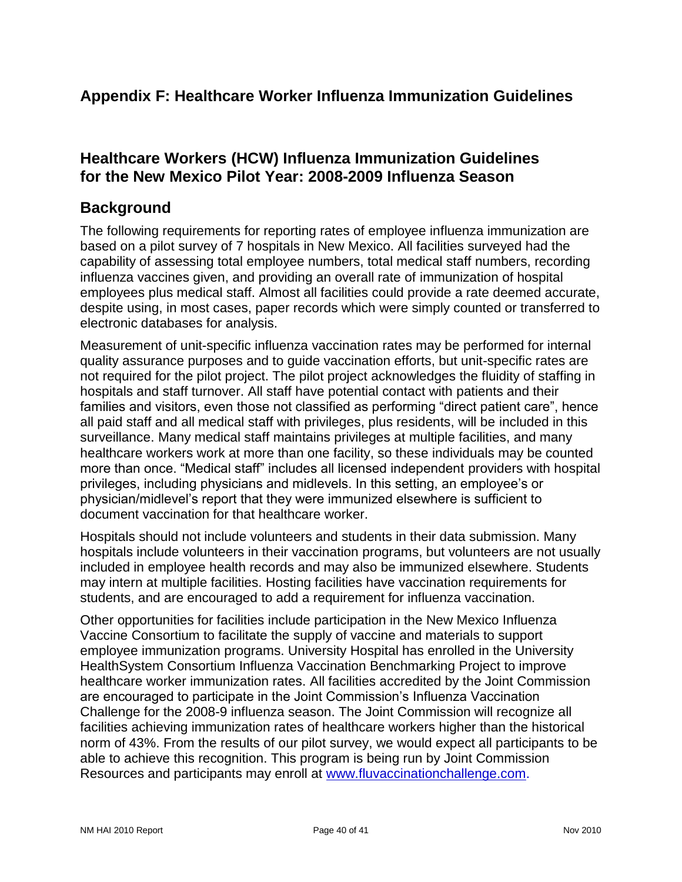# Appendix F: Healthcare Worker Influenza Immunization Guidelines

## Healthcare Workers (HCW) Influenza Immunization Guidelines for the New Mexico Pilot Year: 2008-2009 Influenza Season

## Background

The following requirements for reporting rates of employee influenza immunization are based on a pilot survey of 7 hospitals in New Mexico. All facilities surveyed had the capability of assessing total employee numbers, total medical staff numbers, recording influenza vaccines given, and providing an overall rate of immunization of hospital employees plus medical staff. Almost all facilities could provide a rate deemed accurate, despite using, in most cases, paper records which were simply counted or transferred to electronic databases for analysis.

Measurement of unit-specific influenza vaccination rates may be performed for internal quality assurance purposes and to guide vaccination efforts, but unit-specific rates are not required for the pilot project. The pilot project acknowledges the fluidity of staffing in hospitals and staff turnover. All staff have potential contact with patients and their families and visitors, even those not classified as performing "direct patient care", hence all paid staff and all medical staff with privileges, plus residents, will be included in this surveillance. Many medical staff maintains privileges at multiple facilities, and many healthcare workers work at more than one facility, so these individuals may be counted more than once. "Medical staff" includes all licensed independent providers with hospital privileges, including physicians and midlevels. In this setting, an employee's or physician/midlevel's report that they were immunized elsewhere is sufficient to document vaccination for that healthcare worker.

Hospitals should not include volunteers and students in their data submission. Many hospitals include volunteers in their vaccination programs, but volunteers are not usually included in employee health records and may also be immunized elsewhere. Students may intern at multiple facilities. Hosting facilities have vaccination requirements for students, and are encouraged to add a requirement for influenza vaccination.

Other opportunities for facilities include participation in the New Mexico Influenza Vaccine Consortium to facilitate the supply of vaccine and materials to support employee immunization programs. University Hospital has enrolled in the University HealthSystem Consortium Influenza Vaccination Benchmarking Project to improve healthcare worker immunization rates. All facilities accredited by the Joint Commission are encouraged to participate in the Joint Commission's Influenza Vaccination Challenge for the 2008-9 influenza season. The Joint Commission will recognize all facilities achieving immunization rates of healthcare workers higher than the historical norm of 43%. From the results of our pilot survey, we would expect all participants to be able to achieve this recognition. This program is being run by Joint Commission Resources and participants may enroll at www.fluvaccinationchallenge.com.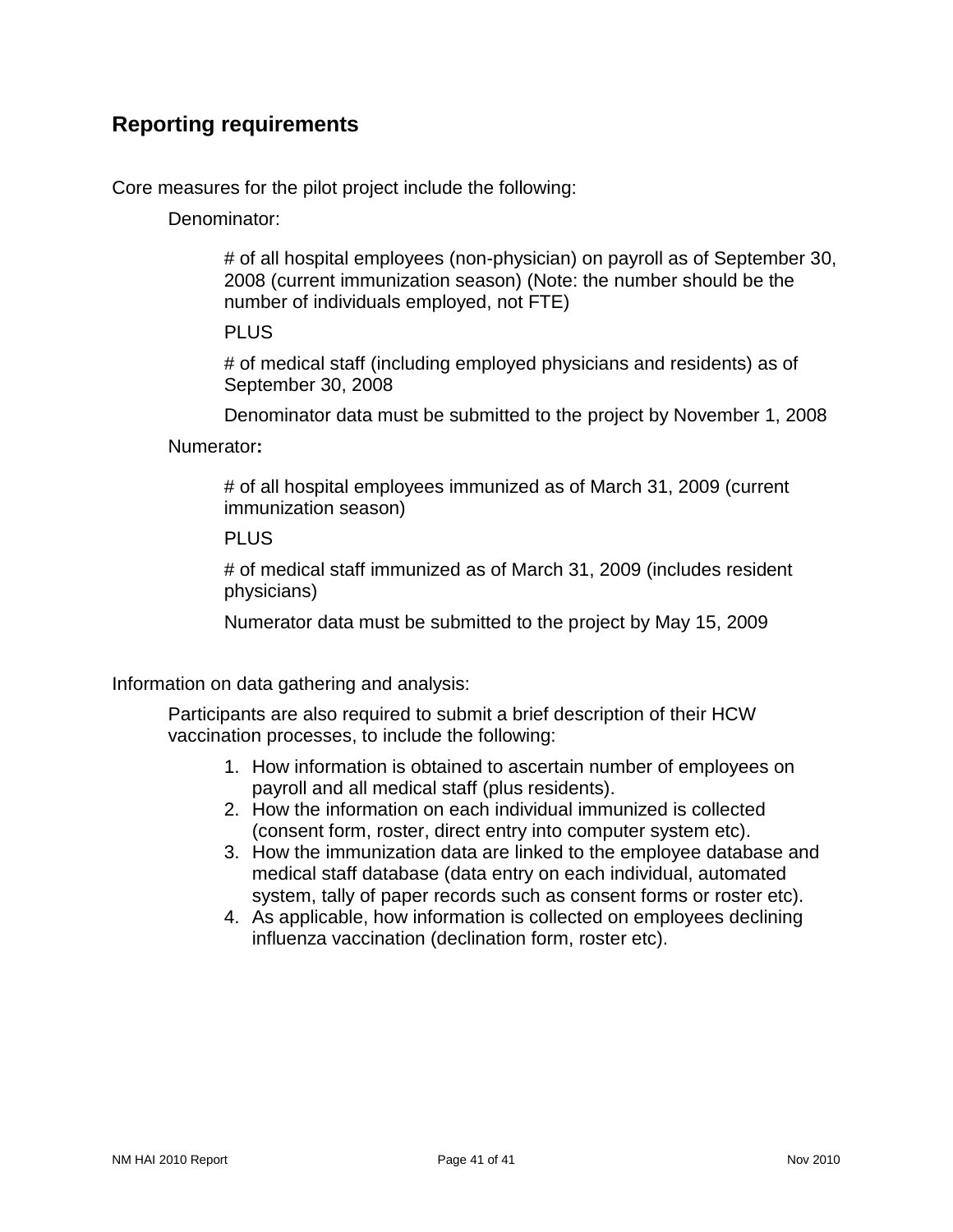## Reporting requirements

Core measures for the pilot project include the following:

Denominator:

# of all hospital employees (non-physician) on payroll as of September 30, 2008 (current immunization season) (Note: the number should be the number of individuals employed, not FTE)

PLUS

# of medical staff (including employed physicians and residents) as of September 30, 2008

Denominator data must be submitted to the project by November 1, 2008

Numerator**:**

# of all hospital employees immunized as of March 31, 2009 (current immunization season)

PLUS

# of medical staff immunized as of March 31, 2009 (includes resident physicians)

Numerator data must be submitted to the project by May 15, 2009

Information on data gathering and analysis:

Participants are also required to submit a brief description of their HCW vaccination processes, to include the following:

1. How information is obtained to ascertain number of employees on payroll and all medical staff (plus residents).
2. How the information on each individual immunized is collected (consent form, roster, direct entry into computer system etc).
3. How the immunization data are linked to the employee database and medical staff database (data entry on each individual, automated system, tally of paper records such as consent forms or roster etc).
4. As applicable, how information is collected on employees declining influenza vaccination (declination form, roster etc).